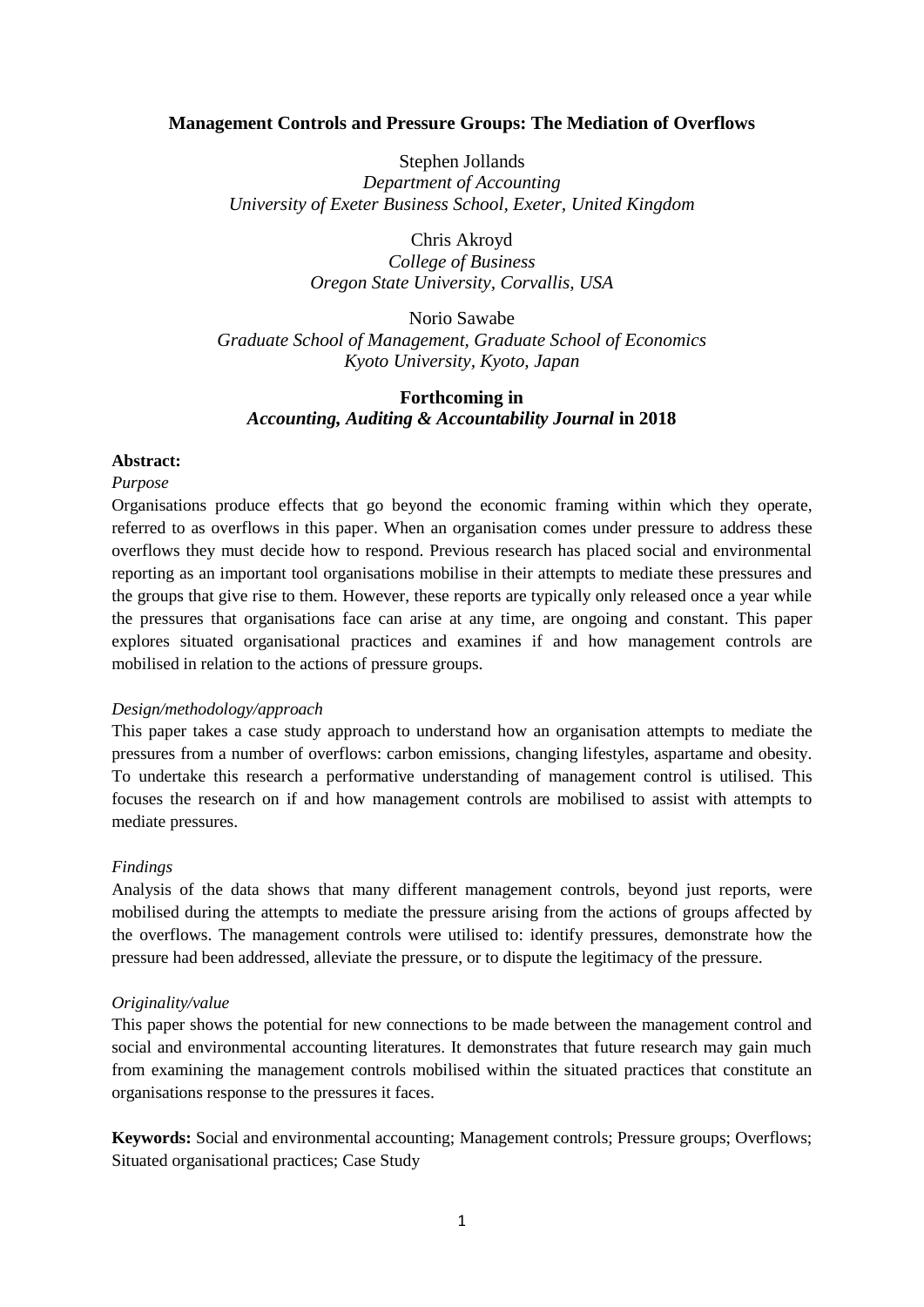# Management Controls and Pressure Groups: The Mediation of Overflows

Stephen Jollands
*Department of Accounting*
*University of Exeter Business School, Exeter, United Kingdom*

Chris Akroyd
*College of Business*
*Oregon State University, Corvallis, USA*

Norio Sawabe
*Graduate School of Management, Graduate School of Economics*
*Kyoto University, Kyoto, Japan*

**Forthcoming in**
***Accounting, Auditing & Accountability Journal* in 2018**

**Abstract:**

*Purpose*

Organisations produce effects that go beyond the economic framing within which they operate, referred to as overflows in this paper. When an organisation comes under pressure to address these overflows they must decide how to respond. Previous research has placed social and environmental reporting as an important tool organisations mobilise in their attempts to mediate these pressures and the groups that give rise to them. However, these reports are typically only released once a year while the pressures that organisations face can arise at any time, are ongoing and constant. This paper explores situated organisational practices and examines if and how management controls are mobilised in relation to the actions of pressure groups.

*Design/methodology/approach*

This paper takes a case study approach to understand how an organisation attempts to mediate the pressures from a number of overflows: carbon emissions, changing lifestyles, aspartame and obesity. To undertake this research a performative understanding of management control is utilised. This focuses the research on if and how management controls are mobilised to assist with attempts to mediate pressures.

*Findings*

Analysis of the data shows that many different management controls, beyond just reports, were mobilised during the attempts to mediate the pressure arising from the actions of groups affected by the overflows. The management controls were utilised to: identify pressures, demonstrate how the pressure had been addressed, alleviate the pressure, or to dispute the legitimacy of the pressure.

*Originality/value*

This paper shows the potential for new connections to be made between the management control and social and environmental accounting literatures. It demonstrates that future research may gain much from examining the management controls mobilised within the situated practices that constitute an organisations response to the pressures it faces.

**Keywords:** Social and environmental accounting; Management controls; Pressure groups; Overflows; Situated organisational practices; Case Study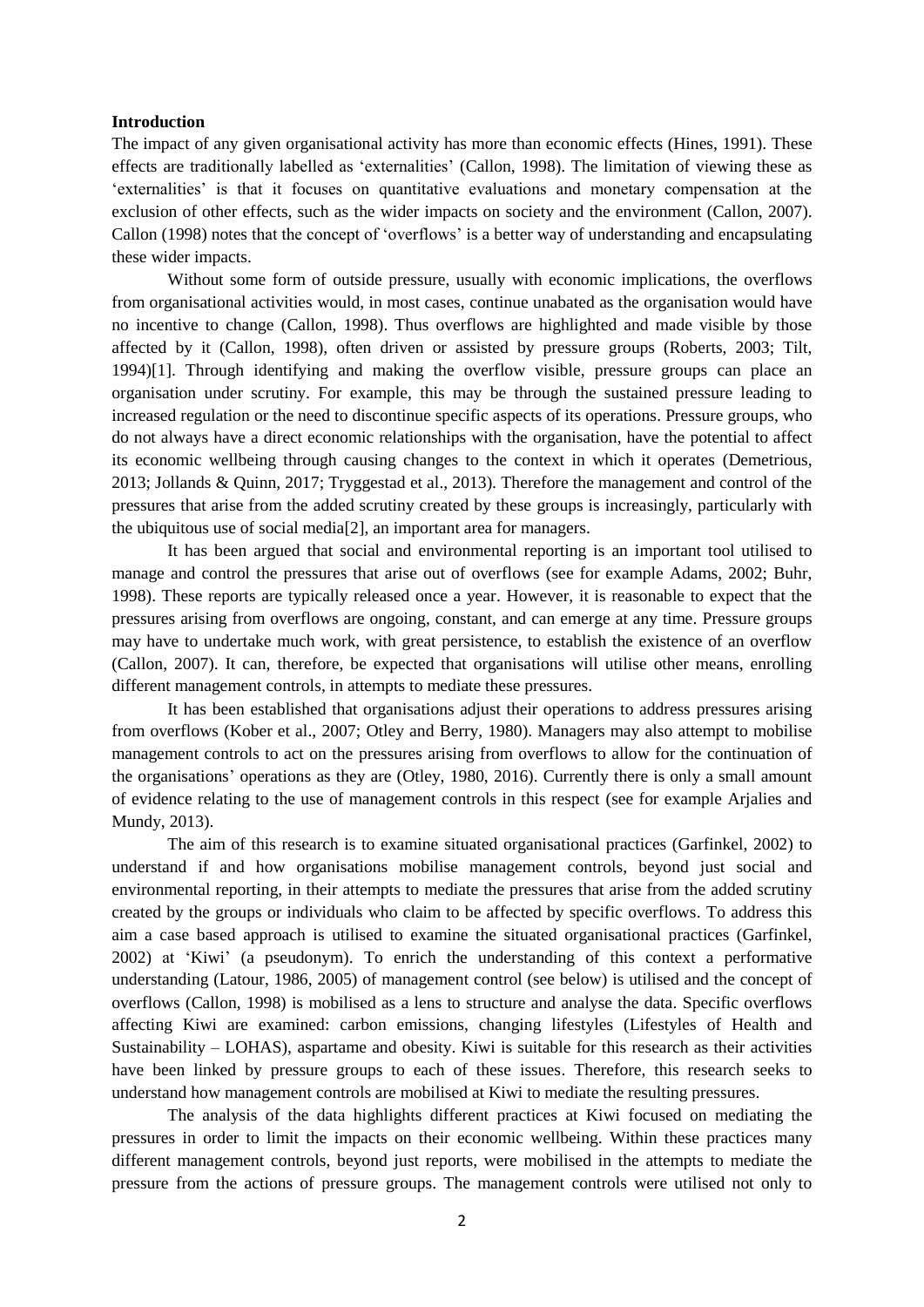**Introduction**

The impact of any given organisational activity has more than economic effects (Hines, 1991). These effects are traditionally labelled as 'externalities' (Callon, 1998). The limitation of viewing these as 'externalities' is that it focuses on quantitative evaluations and monetary compensation at the exclusion of other effects, such as the wider impacts on society and the environment (Callon, 2007). Callon (1998) notes that the concept of 'overflows' is a better way of understanding and encapsulating these wider impacts.

Without some form of outside pressure, usually with economic implications, the overflows from organisational activities would, in most cases, continue unabated as the organisation would have no incentive to change (Callon, 1998). Thus overflows are highlighted and made visible by those affected by it (Callon, 1998), often driven or assisted by pressure groups (Roberts, 2003; Tilt, 1994)[1]. Through identifying and making the overflow visible, pressure groups can place an organisation under scrutiny. For example, this may be through the sustained pressure leading to increased regulation or the need to discontinue specific aspects of its operations. Pressure groups, who do not always have a direct economic relationships with the organisation, have the potential to affect its economic wellbeing through causing changes to the context in which it operates (Demetrious, 2013; Jollands & Quinn, 2017; Tryggestad et al., 2013). Therefore the management and control of the pressures that arise from the added scrutiny created by these groups is increasingly, particularly with the ubiquitous use of social media[2], an important area for managers.

It has been argued that social and environmental reporting is an important tool utilised to manage and control the pressures that arise out of overflows (see for example Adams, 2002; Buhr, 1998). These reports are typically released once a year. However, it is reasonable to expect that the pressures arising from overflows are ongoing, constant, and can emerge at any time. Pressure groups may have to undertake much work, with great persistence, to establish the existence of an overflow (Callon, 2007). It can, therefore, be expected that organisations will utilise other means, enrolling different management controls, in attempts to mediate these pressures.

It has been established that organisations adjust their operations to address pressures arising from overflows (Kober et al., 2007; Otley and Berry, 1980). Managers may also attempt to mobilise management controls to act on the pressures arising from overflows to allow for the continuation of the organisations' operations as they are (Otley, 1980, 2016). Currently there is only a small amount of evidence relating to the use of management controls in this respect (see for example Arjalies and Mundy, 2013).

The aim of this research is to examine situated organisational practices (Garfinkel, 2002) to understand if and how organisations mobilise management controls, beyond just social and environmental reporting, in their attempts to mediate the pressures that arise from the added scrutiny created by the groups or individuals who claim to be affected by specific overflows. To address this aim a case based approach is utilised to examine the situated organisational practices (Garfinkel, 2002) at 'Kiwi' (a pseudonym). To enrich the understanding of this context a performative understanding (Latour, 1986, 2005) of management control (see below) is utilised and the concept of overflows (Callon, 1998) is mobilised as a lens to structure and analyse the data. Specific overflows affecting Kiwi are examined: carbon emissions, changing lifestyles (Lifestyles of Health and Sustainability – LOHAS), aspartame and obesity. Kiwi is suitable for this research as their activities have been linked by pressure groups to each of these issues. Therefore, this research seeks to understand how management controls are mobilised at Kiwi to mediate the resulting pressures.

The analysis of the data highlights different practices at Kiwi focused on mediating the pressures in order to limit the impacts on their economic wellbeing. Within these practices many different management controls, beyond just reports, were mobilised in the attempts to mediate the pressure from the actions of pressure groups. The management controls were utilised not only to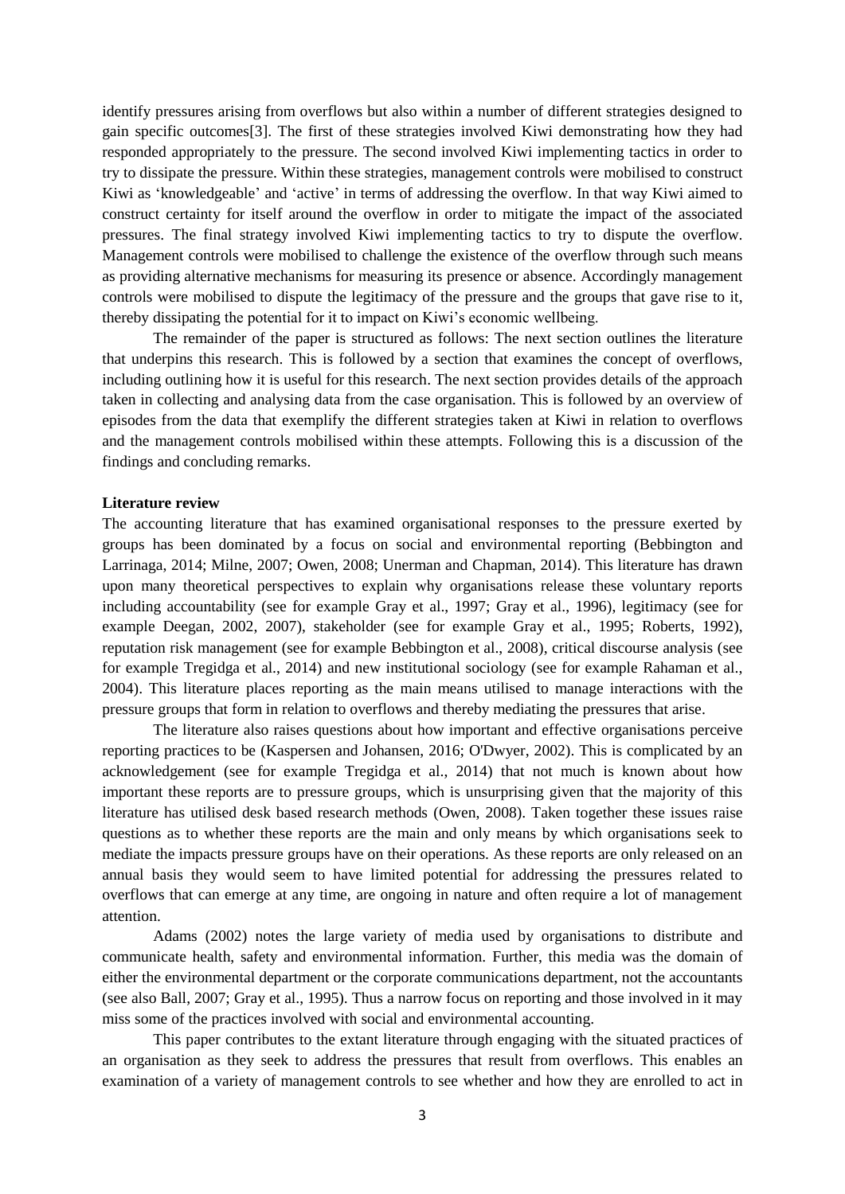identify pressures arising from overflows but also within a number of different strategies designed to gain specific outcomes[3]. The first of these strategies involved Kiwi demonstrating how they had responded appropriately to the pressure. The second involved Kiwi implementing tactics in order to try to dissipate the pressure. Within these strategies, management controls were mobilised to construct Kiwi as 'knowledgeable' and 'active' in terms of addressing the overflow. In that way Kiwi aimed to construct certainty for itself around the overflow in order to mitigate the impact of the associated pressures. The final strategy involved Kiwi implementing tactics to try to dispute the overflow. Management controls were mobilised to challenge the existence of the overflow through such means as providing alternative mechanisms for measuring its presence or absence. Accordingly management controls were mobilised to dispute the legitimacy of the pressure and the groups that gave rise to it, thereby dissipating the potential for it to impact on Kiwi's economic wellbeing.

The remainder of the paper is structured as follows: The next section outlines the literature that underpins this research. This is followed by a section that examines the concept of overflows, including outlining how it is useful for this research. The next section provides details of the approach taken in collecting and analysing data from the case organisation. This is followed by an overview of episodes from the data that exemplify the different strategies taken at Kiwi in relation to overflows and the management controls mobilised within these attempts. Following this is a discussion of the findings and concluding remarks.

**Literature review**

The accounting literature that has examined organisational responses to the pressure exerted by groups has been dominated by a focus on social and environmental reporting (Bebbington and Larrinaga, 2014; Milne, 2007; Owen, 2008; Unerman and Chapman, 2014). This literature has drawn upon many theoretical perspectives to explain why organisations release these voluntary reports including accountability (see for example Gray et al., 1997; Gray et al., 1996), legitimacy (see for example Deegan, 2002, 2007), stakeholder (see for example Gray et al., 1995; Roberts, 1992), reputation risk management (see for example Bebbington et al., 2008), critical discourse analysis (see for example Tregidga et al., 2014) and new institutional sociology (see for example Rahaman et al., 2004). This literature places reporting as the main means utilised to manage interactions with the pressure groups that form in relation to overflows and thereby mediating the pressures that arise.

The literature also raises questions about how important and effective organisations perceive reporting practices to be (Kaspersen and Johansen, 2016; O'Dwyer, 2002). This is complicated by an acknowledgement (see for example Tregidga et al., 2014) that not much is known about how important these reports are to pressure groups, which is unsurprising given that the majority of this literature has utilised desk based research methods (Owen, 2008). Taken together these issues raise questions as to whether these reports are the main and only means by which organisations seek to mediate the impacts pressure groups have on their operations. As these reports are only released on an annual basis they would seem to have limited potential for addressing the pressures related to overflows that can emerge at any time, are ongoing in nature and often require a lot of management attention.

Adams (2002) notes the large variety of media used by organisations to distribute and communicate health, safety and environmental information. Further, this media was the domain of either the environmental department or the corporate communications department, not the accountants (see also Ball, 2007; Gray et al., 1995). Thus a narrow focus on reporting and those involved in it may miss some of the practices involved with social and environmental accounting.

This paper contributes to the extant literature through engaging with the situated practices of an organisation as they seek to address the pressures that result from overflows. This enables an examination of a variety of management controls to see whether and how they are enrolled to act in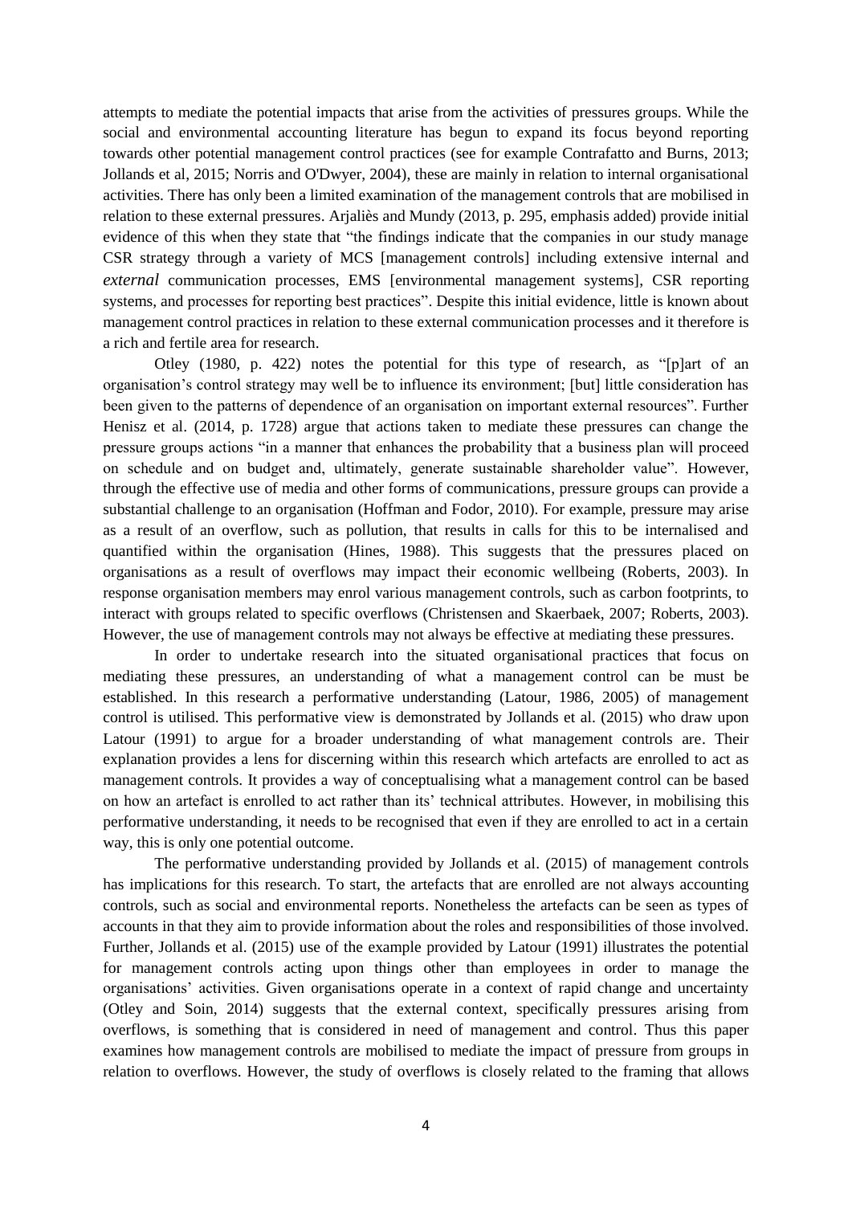attempts to mediate the potential impacts that arise from the activities of pressures groups. While the social and environmental accounting literature has begun to expand its focus beyond reporting towards other potential management control practices (see for example Contrafatto and Burns, 2013; Jollands et al, 2015; Norris and O'Dwyer, 2004), these are mainly in relation to internal organisational activities. There has only been a limited examination of the management controls that are mobilised in relation to these external pressures. Arjaliès and Mundy (2013, p. 295, emphasis added) provide initial evidence of this when they state that "the findings indicate that the companies in our study manage CSR strategy through a variety of MCS [management controls] including extensive internal and *external* communication processes, EMS [environmental management systems], CSR reporting systems, and processes for reporting best practices". Despite this initial evidence, little is known about management control practices in relation to these external communication processes and it therefore is a rich and fertile area for research.

Otley (1980, p. 422) notes the potential for this type of research, as "[p]art of an organisation's control strategy may well be to influence its environment; [but] little consideration has been given to the patterns of dependence of an organisation on important external resources". Further Henisz et al. (2014, p. 1728) argue that actions taken to mediate these pressures can change the pressure groups actions "in a manner that enhances the probability that a business plan will proceed on schedule and on budget and, ultimately, generate sustainable shareholder value". However, through the effective use of media and other forms of communications, pressure groups can provide a substantial challenge to an organisation (Hoffman and Fodor, 2010). For example, pressure may arise as a result of an overflow, such as pollution, that results in calls for this to be internalised and quantified within the organisation (Hines, 1988). This suggests that the pressures placed on organisations as a result of overflows may impact their economic wellbeing (Roberts, 2003). In response organisation members may enrol various management controls, such as carbon footprints, to interact with groups related to specific overflows (Christensen and Skaerbaek, 2007; Roberts, 2003). However, the use of management controls may not always be effective at mediating these pressures.

In order to undertake research into the situated organisational practices that focus on mediating these pressures, an understanding of what a management control can be must be established. In this research a performative understanding (Latour, 1986, 2005) of management control is utilised. This performative view is demonstrated by Jollands et al. (2015) who draw upon Latour (1991) to argue for a broader understanding of what management controls are. Their explanation provides a lens for discerning within this research which artefacts are enrolled to act as management controls. It provides a way of conceptualising what a management control can be based on how an artefact is enrolled to act rather than its' technical attributes. However, in mobilising this performative understanding, it needs to be recognised that even if they are enrolled to act in a certain way, this is only one potential outcome.

The performative understanding provided by Jollands et al. (2015) of management controls has implications for this research. To start, the artefacts that are enrolled are not always accounting controls, such as social and environmental reports. Nonetheless the artefacts can be seen as types of accounts in that they aim to provide information about the roles and responsibilities of those involved. Further, Jollands et al. (2015) use of the example provided by Latour (1991) illustrates the potential for management controls acting upon things other than employees in order to manage the organisations' activities. Given organisations operate in a context of rapid change and uncertainty (Otley and Soin, 2014) suggests that the external context, specifically pressures arising from overflows, is something that is considered in need of management and control. Thus this paper examines how management controls are mobilised to mediate the impact of pressure from groups in relation to overflows. However, the study of overflows is closely related to the framing that allows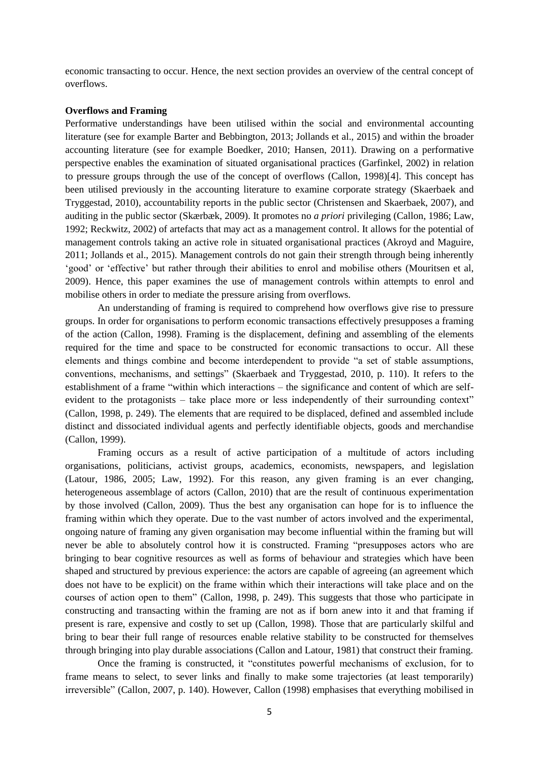economic transacting to occur. Hence, the next section provides an overview of the central concept of overflows.

**Overflows and Framing**

Performative understandings have been utilised within the social and environmental accounting literature (see for example Barter and Bebbington, 2013; Jollands et al., 2015) and within the broader accounting literature (see for example Boedker, 2010; Hansen, 2011). Drawing on a performative perspective enables the examination of situated organisational practices (Garfinkel, 2002) in relation to pressure groups through the use of the concept of overflows (Callon, 1998)[4]. This concept has been utilised previously in the accounting literature to examine corporate strategy (Skaerbaek and Tryggestad, 2010), accountability reports in the public sector (Christensen and Skaerbaek, 2007), and auditing in the public sector (Skærbæk, 2009). It promotes no *a priori* privileging (Callon, 1986; Law, 1992; Reckwitz, 2002) of artefacts that may act as a management control. It allows for the potential of management controls taking an active role in situated organisational practices (Akroyd and Maguire, 2011; Jollands et al., 2015). Management controls do not gain their strength through being inherently 'good' or 'effective' but rather through their abilities to enrol and mobilise others (Mouritsen et al, 2009). Hence, this paper examines the use of management controls within attempts to enrol and mobilise others in order to mediate the pressure arising from overflows.

An understanding of framing is required to comprehend how overflows give rise to pressure groups. In order for organisations to perform economic transactions effectively presupposes a framing of the action (Callon, 1998). Framing is the displacement, defining and assembling of the elements required for the time and space to be constructed for economic transactions to occur. All these elements and things combine and become interdependent to provide "a set of stable assumptions, conventions, mechanisms, and settings" (Skaerbaek and Tryggestad, 2010, p. 110). It refers to the establishment of a frame "within which interactions – the significance and content of which are self-evident to the protagonists – take place more or less independently of their surrounding context" (Callon, 1998, p. 249). The elements that are required to be displaced, defined and assembled include distinct and dissociated individual agents and perfectly identifiable objects, goods and merchandise (Callon, 1999).

Framing occurs as a result of active participation of a multitude of actors including organisations, politicians, activist groups, academics, economists, newspapers, and legislation (Latour, 1986, 2005; Law, 1992). For this reason, any given framing is an ever changing, heterogeneous assemblage of actors (Callon, 2010) that are the result of continuous experimentation by those involved (Callon, 2009). Thus the best any organisation can hope for is to influence the framing within which they operate. Due to the vast number of actors involved and the experimental, ongoing nature of framing any given organisation may become influential within the framing but will never be able to absolutely control how it is constructed. Framing "presupposes actors who are bringing to bear cognitive resources as well as forms of behaviour and strategies which have been shaped and structured by previous experience: the actors are capable of agreeing (an agreement which does not have to be explicit) on the frame within which their interactions will take place and on the courses of action open to them" (Callon, 1998, p. 249). This suggests that those who participate in constructing and transacting within the framing are not as if born anew into it and that framing if present is rare, expensive and costly to set up (Callon, 1998). Those that are particularly skilful and bring to bear their full range of resources enable relative stability to be constructed for themselves through bringing into play durable associations (Callon and Latour, 1981) that construct their framing.

Once the framing is constructed, it "constitutes powerful mechanisms of exclusion, for to frame means to select, to sever links and finally to make some trajectories (at least temporarily) irreversible" (Callon, 2007, p. 140). However, Callon (1998) emphasises that everything mobilised in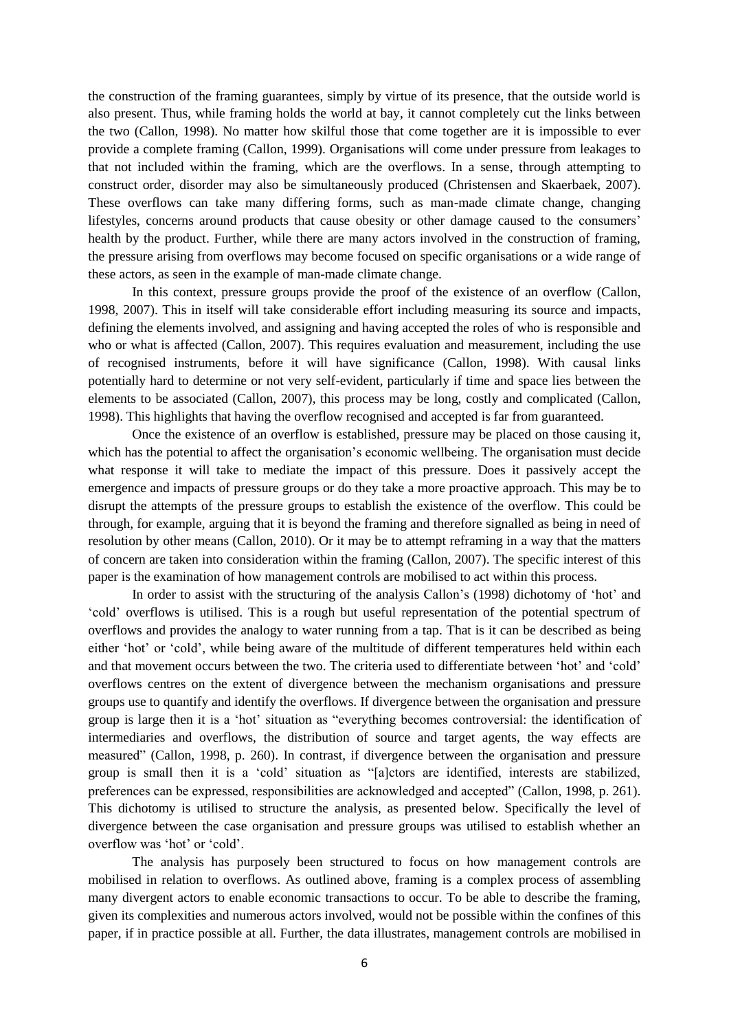the construction of the framing guarantees, simply by virtue of its presence, that the outside world is also present. Thus, while framing holds the world at bay, it cannot completely cut the links between the two (Callon, 1998). No matter how skilful those that come together are it is impossible to ever provide a complete framing (Callon, 1999). Organisations will come under pressure from leakages to that not included within the framing, which are the overflows. In a sense, through attempting to construct order, disorder may also be simultaneously produced (Christensen and Skaerbaek, 2007). These overflows can take many differing forms, such as man-made climate change, changing lifestyles, concerns around products that cause obesity or other damage caused to the consumers' health by the product. Further, while there are many actors involved in the construction of framing, the pressure arising from overflows may become focused on specific organisations or a wide range of these actors, as seen in the example of man-made climate change.

In this context, pressure groups provide the proof of the existence of an overflow (Callon, 1998, 2007). This in itself will take considerable effort including measuring its source and impacts, defining the elements involved, and assigning and having accepted the roles of who is responsible and who or what is affected (Callon, 2007). This requires evaluation and measurement, including the use of recognised instruments, before it will have significance (Callon, 1998). With causal links potentially hard to determine or not very self-evident, particularly if time and space lies between the elements to be associated (Callon, 2007), this process may be long, costly and complicated (Callon, 1998). This highlights that having the overflow recognised and accepted is far from guaranteed.

Once the existence of an overflow is established, pressure may be placed on those causing it, which has the potential to affect the organisation's economic wellbeing. The organisation must decide what response it will take to mediate the impact of this pressure. Does it passively accept the emergence and impacts of pressure groups or do they take a more proactive approach. This may be to disrupt the attempts of the pressure groups to establish the existence of the overflow. This could be through, for example, arguing that it is beyond the framing and therefore signalled as being in need of resolution by other means (Callon, 2010). Or it may be to attempt reframing in a way that the matters of concern are taken into consideration within the framing (Callon, 2007). The specific interest of this paper is the examination of how management controls are mobilised to act within this process.

In order to assist with the structuring of the analysis Callon's (1998) dichotomy of 'hot' and 'cold' overflows is utilised. This is a rough but useful representation of the potential spectrum of overflows and provides the analogy to water running from a tap. That is it can be described as being either 'hot' or 'cold', while being aware of the multitude of different temperatures held within each and that movement occurs between the two. The criteria used to differentiate between 'hot' and 'cold' overflows centres on the extent of divergence between the mechanism organisations and pressure groups use to quantify and identify the overflows. If divergence between the organisation and pressure group is large then it is a 'hot' situation as "everything becomes controversial: the identification of intermediaries and overflows, the distribution of source and target agents, the way effects are measured" (Callon, 1998, p. 260). In contrast, if divergence between the organisation and pressure group is small then it is a 'cold' situation as "[a]ctors are identified, interests are stabilized, preferences can be expressed, responsibilities are acknowledged and accepted" (Callon, 1998, p. 261). This dichotomy is utilised to structure the analysis, as presented below. Specifically the level of divergence between the case organisation and pressure groups was utilised to establish whether an overflow was 'hot' or 'cold'.

The analysis has purposely been structured to focus on how management controls are mobilised in relation to overflows. As outlined above, framing is a complex process of assembling many divergent actors to enable economic transactions to occur. To be able to describe the framing, given its complexities and numerous actors involved, would not be possible within the confines of this paper, if in practice possible at all. Further, the data illustrates, management controls are mobilised in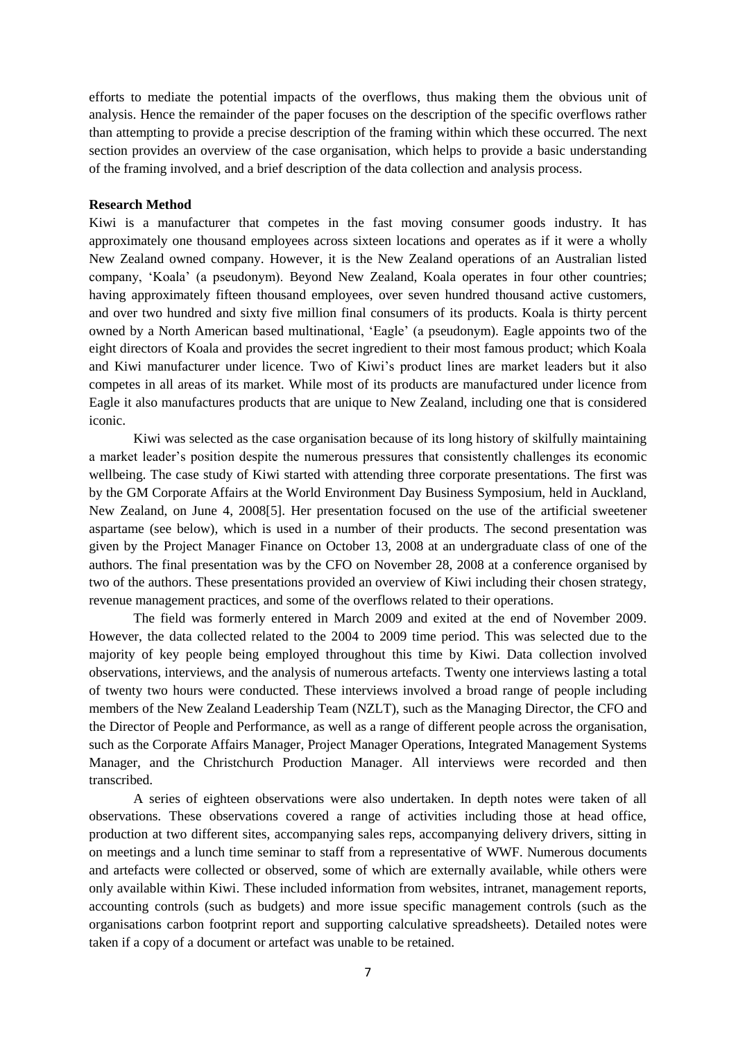efforts to mediate the potential impacts of the overflows, thus making them the obvious unit of analysis. Hence the remainder of the paper focuses on the description of the specific overflows rather than attempting to provide a precise description of the framing within which these occurred. The next section provides an overview of the case organisation, which helps to provide a basic understanding of the framing involved, and a brief description of the data collection and analysis process.

**Research Method**

Kiwi is a manufacturer that competes in the fast moving consumer goods industry. It has approximately one thousand employees across sixteen locations and operates as if it were a wholly New Zealand owned company. However, it is the New Zealand operations of an Australian listed company, 'Koala' (a pseudonym). Beyond New Zealand, Koala operates in four other countries; having approximately fifteen thousand employees, over seven hundred thousand active customers, and over two hundred and sixty five million final consumers of its products. Koala is thirty percent owned by a North American based multinational, 'Eagle' (a pseudonym). Eagle appoints two of the eight directors of Koala and provides the secret ingredient to their most famous product; which Koala and Kiwi manufacturer under licence. Two of Kiwi's product lines are market leaders but it also competes in all areas of its market. While most of its products are manufactured under licence from Eagle it also manufactures products that are unique to New Zealand, including one that is considered iconic.

Kiwi was selected as the case organisation because of its long history of skilfully maintaining a market leader's position despite the numerous pressures that consistently challenges its economic wellbeing. The case study of Kiwi started with attending three corporate presentations. The first was by the GM Corporate Affairs at the World Environment Day Business Symposium, held in Auckland, New Zealand, on June 4, 2008[5]. Her presentation focused on the use of the artificial sweetener aspartame (see below), which is used in a number of their products. The second presentation was given by the Project Manager Finance on October 13, 2008 at an undergraduate class of one of the authors. The final presentation was by the CFO on November 28, 2008 at a conference organised by two of the authors. These presentations provided an overview of Kiwi including their chosen strategy, revenue management practices, and some of the overflows related to their operations.

The field was formerly entered in March 2009 and exited at the end of November 2009. However, the data collected related to the 2004 to 2009 time period. This was selected due to the majority of key people being employed throughout this time by Kiwi. Data collection involved observations, interviews, and the analysis of numerous artefacts. Twenty one interviews lasting a total of twenty two hours were conducted. These interviews involved a broad range of people including members of the New Zealand Leadership Team (NZLT), such as the Managing Director, the CFO and the Director of People and Performance, as well as a range of different people across the organisation, such as the Corporate Affairs Manager, Project Manager Operations, Integrated Management Systems Manager, and the Christchurch Production Manager. All interviews were recorded and then transcribed.

A series of eighteen observations were also undertaken. In depth notes were taken of all observations. These observations covered a range of activities including those at head office, production at two different sites, accompanying sales reps, accompanying delivery drivers, sitting in on meetings and a lunch time seminar to staff from a representative of WWF. Numerous documents and artefacts were collected or observed, some of which are externally available, while others were only available within Kiwi. These included information from websites, intranet, management reports, accounting controls (such as budgets) and more issue specific management controls (such as the organisations carbon footprint report and supporting calculative spreadsheets). Detailed notes were taken if a copy of a document or artefact was unable to be retained.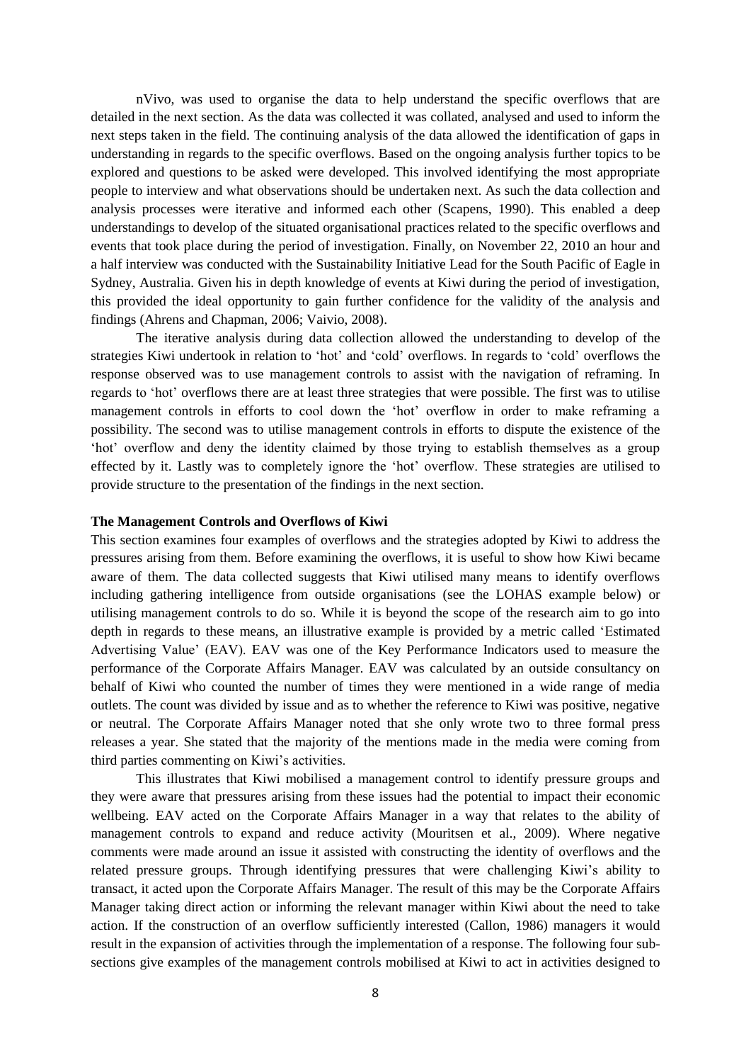nVivo, was used to organise the data to help understand the specific overflows that are detailed in the next section. As the data was collected it was collated, analysed and used to inform the next steps taken in the field. The continuing analysis of the data allowed the identification of gaps in understanding in regards to the specific overflows. Based on the ongoing analysis further topics to be explored and questions to be asked were developed. This involved identifying the most appropriate people to interview and what observations should be undertaken next. As such the data collection and analysis processes were iterative and informed each other (Scapens, 1990). This enabled a deep understandings to develop of the situated organisational practices related to the specific overflows and events that took place during the period of investigation. Finally, on November 22, 2010 an hour and a half interview was conducted with the Sustainability Initiative Lead for the South Pacific of Eagle in Sydney, Australia. Given his in depth knowledge of events at Kiwi during the period of investigation, this provided the ideal opportunity to gain further confidence for the validity of the analysis and findings (Ahrens and Chapman, 2006; Vaivio, 2008).

The iterative analysis during data collection allowed the understanding to develop of the strategies Kiwi undertook in relation to 'hot' and 'cold' overflows. In regards to 'cold' overflows the response observed was to use management controls to assist with the navigation of reframing. In regards to 'hot' overflows there are at least three strategies that were possible. The first was to utilise management controls in efforts to cool down the 'hot' overflow in order to make reframing a possibility. The second was to utilise management controls in efforts to dispute the existence of the 'hot' overflow and deny the identity claimed by those trying to establish themselves as a group effected by it. Lastly was to completely ignore the 'hot' overflow. These strategies are utilised to provide structure to the presentation of the findings in the next section.

## The Management Controls and Overflows of Kiwi

This section examines four examples of overflows and the strategies adopted by Kiwi to address the pressures arising from them. Before examining the overflows, it is useful to show how Kiwi became aware of them. The data collected suggests that Kiwi utilised many means to identify overflows including gathering intelligence from outside organisations (see the LOHAS example below) or utilising management controls to do so. While it is beyond the scope of the research aim to go into depth in regards to these means, an illustrative example is provided by a metric called 'Estimated Advertising Value' (EAV). EAV was one of the Key Performance Indicators used to measure the performance of the Corporate Affairs Manager. EAV was calculated by an outside consultancy on behalf of Kiwi who counted the number of times they were mentioned in a wide range of media outlets. The count was divided by issue and as to whether the reference to Kiwi was positive, negative or neutral. The Corporate Affairs Manager noted that she only wrote two to three formal press releases a year. She stated that the majority of the mentions made in the media were coming from third parties commenting on Kiwi's activities.

This illustrates that Kiwi mobilised a management control to identify pressure groups and they were aware that pressures arising from these issues had the potential to impact their economic wellbeing. EAV acted on the Corporate Affairs Manager in a way that relates to the ability of management controls to expand and reduce activity (Mouritsen et al., 2009). Where negative comments were made around an issue it assisted with constructing the identity of overflows and the related pressure groups. Through identifying pressures that were challenging Kiwi's ability to transact, it acted upon the Corporate Affairs Manager. The result of this may be the Corporate Affairs Manager taking direct action or informing the relevant manager within Kiwi about the need to take action. If the construction of an overflow sufficiently interested (Callon, 1986) managers it would result in the expansion of activities through the implementation of a response. The following four sub-sections give examples of the management controls mobilised at Kiwi to act in activities designed to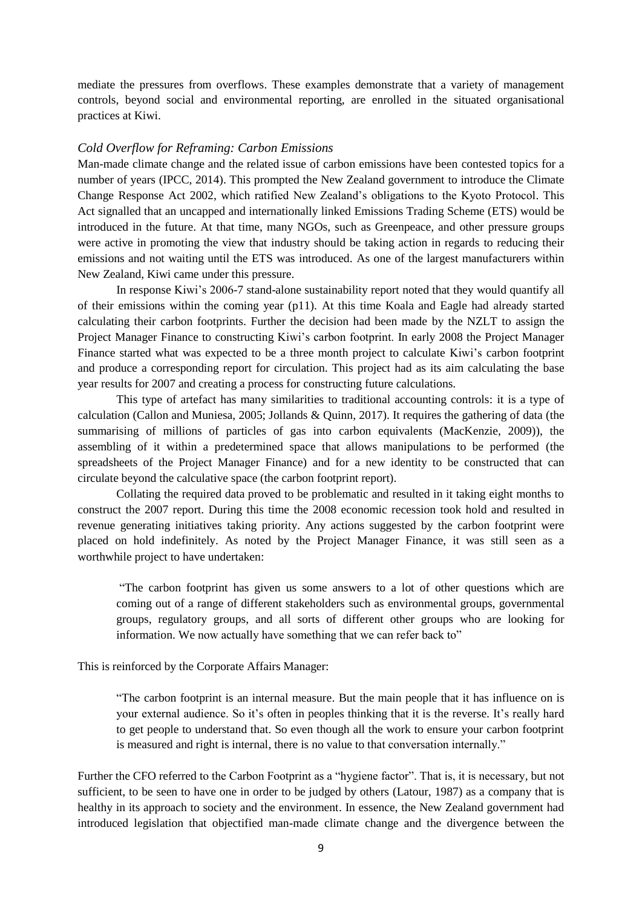mediate the pressures from overflows. These examples demonstrate that a variety of management controls, beyond social and environmental reporting, are enrolled in the situated organisational practices at Kiwi.

### *Cold Overflow for Reframing: Carbon Emissions*

Man-made climate change and the related issue of carbon emissions have been contested topics for a number of years (IPCC, 2014). This prompted the New Zealand government to introduce the Climate Change Response Act 2002, which ratified New Zealand's obligations to the Kyoto Protocol. This Act signalled that an uncapped and internationally linked Emissions Trading Scheme (ETS) would be introduced in the future. At that time, many NGOs, such as Greenpeace, and other pressure groups were active in promoting the view that industry should be taking action in regards to reducing their emissions and not waiting until the ETS was introduced. As one of the largest manufacturers within New Zealand, Kiwi came under this pressure.

In response Kiwi's 2006-7 stand-alone sustainability report noted that they would quantify all of their emissions within the coming year (p11). At this time Koala and Eagle had already started calculating their carbon footprints. Further the decision had been made by the NZLT to assign the Project Manager Finance to constructing Kiwi's carbon footprint. In early 2008 the Project Manager Finance started what was expected to be a three month project to calculate Kiwi's carbon footprint and produce a corresponding report for circulation. This project had as its aim calculating the base year results for 2007 and creating a process for constructing future calculations.

This type of artefact has many similarities to traditional accounting controls: it is a type of calculation (Callon and Muniesa, 2005; Jollands & Quinn, 2017). It requires the gathering of data (the summarising of millions of particles of gas into carbon equivalents (MacKenzie, 2009)), the assembling of it within a predetermined space that allows manipulations to be performed (the spreadsheets of the Project Manager Finance) and for a new identity to be constructed that can circulate beyond the calculative space (the carbon footprint report).

Collating the required data proved to be problematic and resulted in it taking eight months to construct the 2007 report. During this time the 2008 economic recession took hold and resulted in revenue generating initiatives taking priority. Any actions suggested by the carbon footprint were placed on hold indefinitely. As noted by the Project Manager Finance, it was still seen as a worthwhile project to have undertaken:

> "The carbon footprint has given us some answers to a lot of other questions which are coming out of a range of different stakeholders such as environmental groups, governmental groups, regulatory groups, and all sorts of different other groups who are looking for information. We now actually have something that we can refer back to"

This is reinforced by the Corporate Affairs Manager:

> "The carbon footprint is an internal measure. But the main people that it has influence on is your external audience. So it's often in peoples thinking that it is the reverse. It's really hard to get people to understand that. So even though all the work to ensure your carbon footprint is measured and right is internal, there is no value to that conversation internally."

Further the CFO referred to the Carbon Footprint as a "hygiene factor". That is, it is necessary, but not sufficient, to be seen to have one in order to be judged by others (Latour, 1987) as a company that is healthy in its approach to society and the environment. In essence, the New Zealand government had introduced legislation that objectified man-made climate change and the divergence between the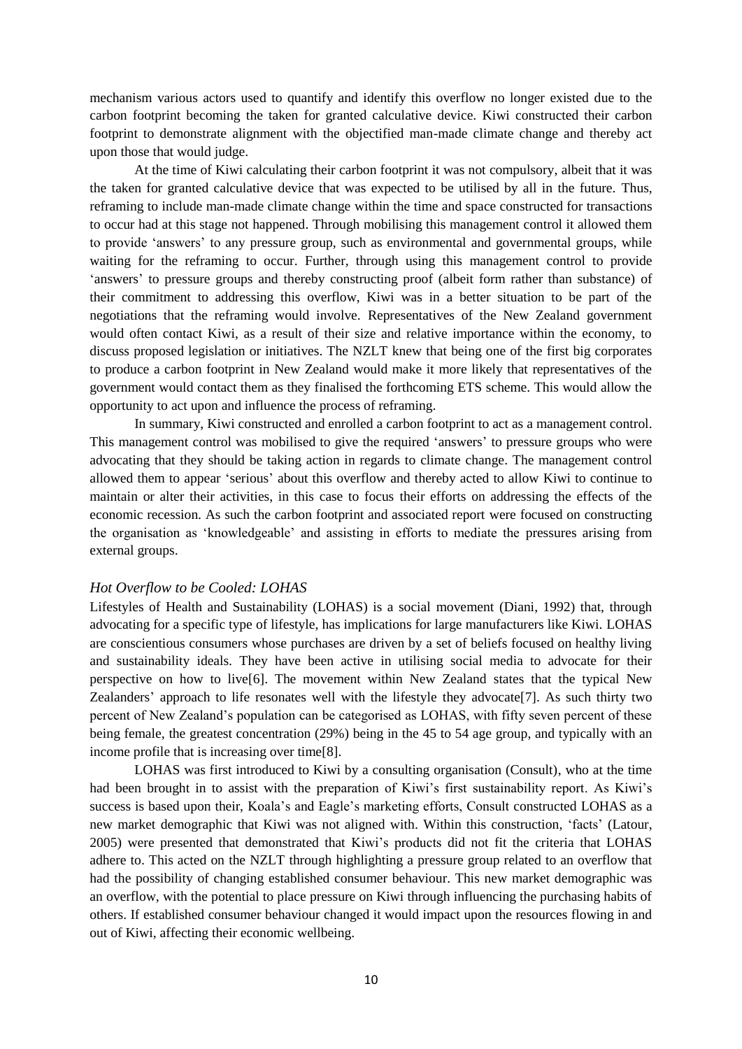mechanism various actors used to quantify and identify this overflow no longer existed due to the carbon footprint becoming the taken for granted calculative device. Kiwi constructed their carbon footprint to demonstrate alignment with the objectified man-made climate change and thereby act upon those that would judge.

At the time of Kiwi calculating their carbon footprint it was not compulsory, albeit that it was the taken for granted calculative device that was expected to be utilised by all in the future. Thus, reframing to include man-made climate change within the time and space constructed for transactions to occur had at this stage not happened. Through mobilising this management control it allowed them to provide 'answers' to any pressure group, such as environmental and governmental groups, while waiting for the reframing to occur. Further, through using this management control to provide 'answers' to pressure groups and thereby constructing proof (albeit form rather than substance) of their commitment to addressing this overflow, Kiwi was in a better situation to be part of the negotiations that the reframing would involve. Representatives of the New Zealand government would often contact Kiwi, as a result of their size and relative importance within the economy, to discuss proposed legislation or initiatives. The NZLT knew that being one of the first big corporates to produce a carbon footprint in New Zealand would make it more likely that representatives of the government would contact them as they finalised the forthcoming ETS scheme. This would allow the opportunity to act upon and influence the process of reframing.

In summary, Kiwi constructed and enrolled a carbon footprint to act as a management control. This management control was mobilised to give the required 'answers' to pressure groups who were advocating that they should be taking action in regards to climate change. The management control allowed them to appear 'serious' about this overflow and thereby acted to allow Kiwi to continue to maintain or alter their activities, in this case to focus their efforts on addressing the effects of the economic recession. As such the carbon footprint and associated report were focused on constructing the organisation as 'knowledgeable' and assisting in efforts to mediate the pressures arising from external groups.

### *Hot Overflow to be Cooled: LOHAS*

Lifestyles of Health and Sustainability (LOHAS) is a social movement (Diani, 1992) that, through advocating for a specific type of lifestyle, has implications for large manufacturers like Kiwi. LOHAS are conscientious consumers whose purchases are driven by a set of beliefs focused on healthy living and sustainability ideals. They have been active in utilising social media to advocate for their perspective on how to live[6]. The movement within New Zealand states that the typical New Zealanders' approach to life resonates well with the lifestyle they advocate[7]. As such thirty two percent of New Zealand's population can be categorised as LOHAS, with fifty seven percent of these being female, the greatest concentration (29%) being in the 45 to 54 age group, and typically with an income profile that is increasing over time[8].

LOHAS was first introduced to Kiwi by a consulting organisation (Consult), who at the time had been brought in to assist with the preparation of Kiwi's first sustainability report. As Kiwi's success is based upon their, Koala's and Eagle's marketing efforts, Consult constructed LOHAS as a new market demographic that Kiwi was not aligned with. Within this construction, 'facts' (Latour, 2005) were presented that demonstrated that Kiwi's products did not fit the criteria that LOHAS adhere to. This acted on the NZLT through highlighting a pressure group related to an overflow that had the possibility of changing established consumer behaviour. This new market demographic was an overflow, with the potential to place pressure on Kiwi through influencing the purchasing habits of others. If established consumer behaviour changed it would impact upon the resources flowing in and out of Kiwi, affecting their economic wellbeing.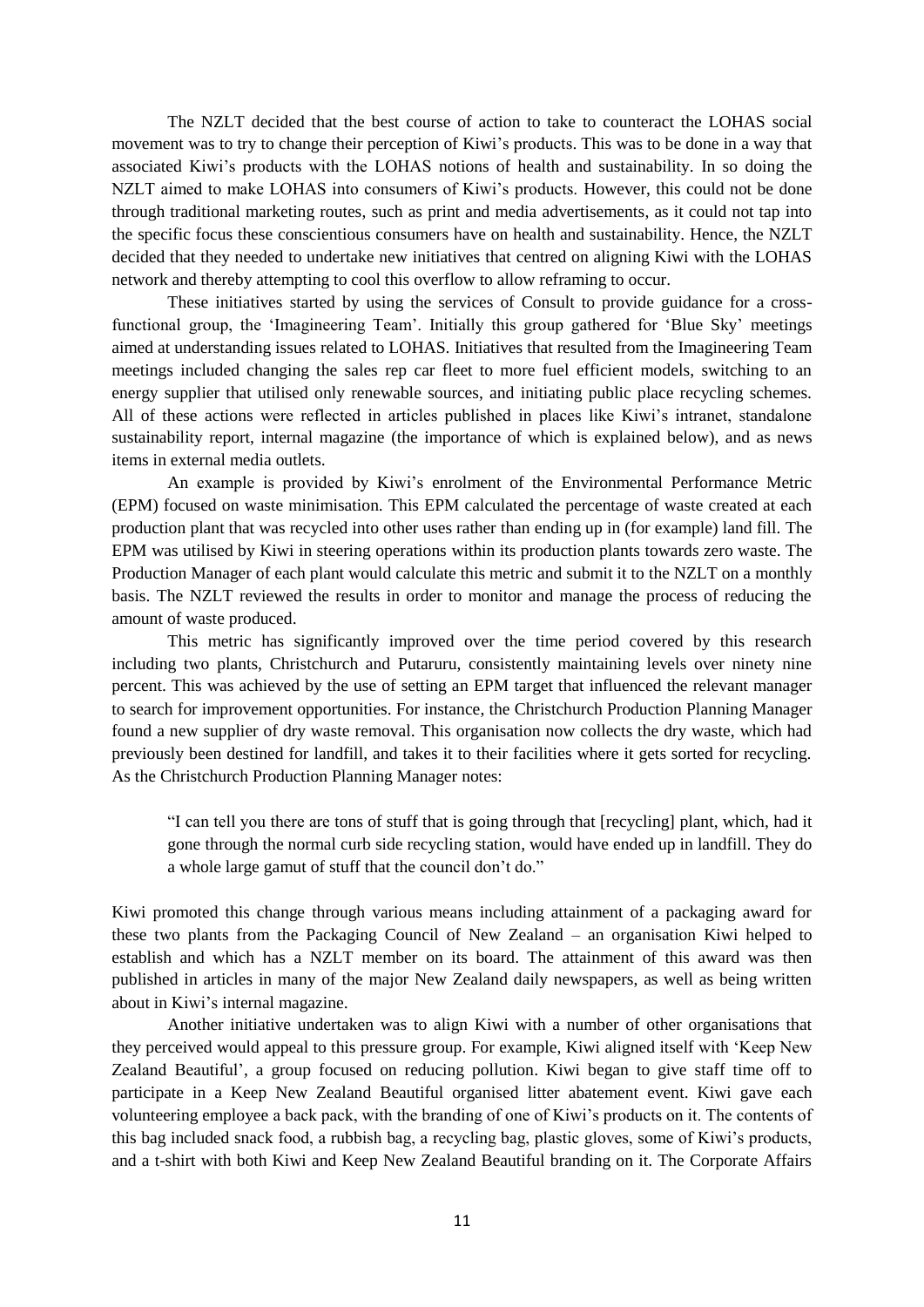The NZLT decided that the best course of action to take to counteract the LOHAS social movement was to try to change their perception of Kiwi's products. This was to be done in a way that associated Kiwi's products with the LOHAS notions of health and sustainability. In so doing the NZLT aimed to make LOHAS into consumers of Kiwi's products. However, this could not be done through traditional marketing routes, such as print and media advertisements, as it could not tap into the specific focus these conscientious consumers have on health and sustainability. Hence, the NZLT decided that they needed to undertake new initiatives that centred on aligning Kiwi with the LOHAS network and thereby attempting to cool this overflow to allow reframing to occur.

These initiatives started by using the services of Consult to provide guidance for a cross-functional group, the 'Imagineering Team'. Initially this group gathered for 'Blue Sky' meetings aimed at understanding issues related to LOHAS. Initiatives that resulted from the Imagineering Team meetings included changing the sales rep car fleet to more fuel efficient models, switching to an energy supplier that utilised only renewable sources, and initiating public place recycling schemes. All of these actions were reflected in articles published in places like Kiwi's intranet, standalone sustainability report, internal magazine (the importance of which is explained below), and as news items in external media outlets.

An example is provided by Kiwi's enrolment of the Environmental Performance Metric (EPM) focused on waste minimisation. This EPM calculated the percentage of waste created at each production plant that was recycled into other uses rather than ending up in (for example) land fill. The EPM was utilised by Kiwi in steering operations within its production plants towards zero waste. The Production Manager of each plant would calculate this metric and submit it to the NZLT on a monthly basis. The NZLT reviewed the results in order to monitor and manage the process of reducing the amount of waste produced.

This metric has significantly improved over the time period covered by this research including two plants, Christchurch and Putaruru, consistently maintaining levels over ninety nine percent. This was achieved by the use of setting an EPM target that influenced the relevant manager to search for improvement opportunities. For instance, the Christchurch Production Planning Manager found a new supplier of dry waste removal. This organisation now collects the dry waste, which had previously been destined for landfill, and takes it to their facilities where it gets sorted for recycling. As the Christchurch Production Planning Manager notes:

> "I can tell you there are tons of stuff that is going through that [recycling] plant, which, had it gone through the normal curb side recycling station, would have ended up in landfill. They do a whole large gamut of stuff that the council don't do."

Kiwi promoted this change through various means including attainment of a packaging award for these two plants from the Packaging Council of New Zealand – an organisation Kiwi helped to establish and which has a NZLT member on its board. The attainment of this award was then published in articles in many of the major New Zealand daily newspapers, as well as being written about in Kiwi's internal magazine.

Another initiative undertaken was to align Kiwi with a number of other organisations that they perceived would appeal to this pressure group. For example, Kiwi aligned itself with 'Keep New Zealand Beautiful', a group focused on reducing pollution. Kiwi began to give staff time off to participate in a Keep New Zealand Beautiful organised litter abatement event. Kiwi gave each volunteering employee a back pack, with the branding of one of Kiwi's products on it. The contents of this bag included snack food, a rubbish bag, a recycling bag, plastic gloves, some of Kiwi's products, and a t-shirt with both Kiwi and Keep New Zealand Beautiful branding on it. The Corporate Affairs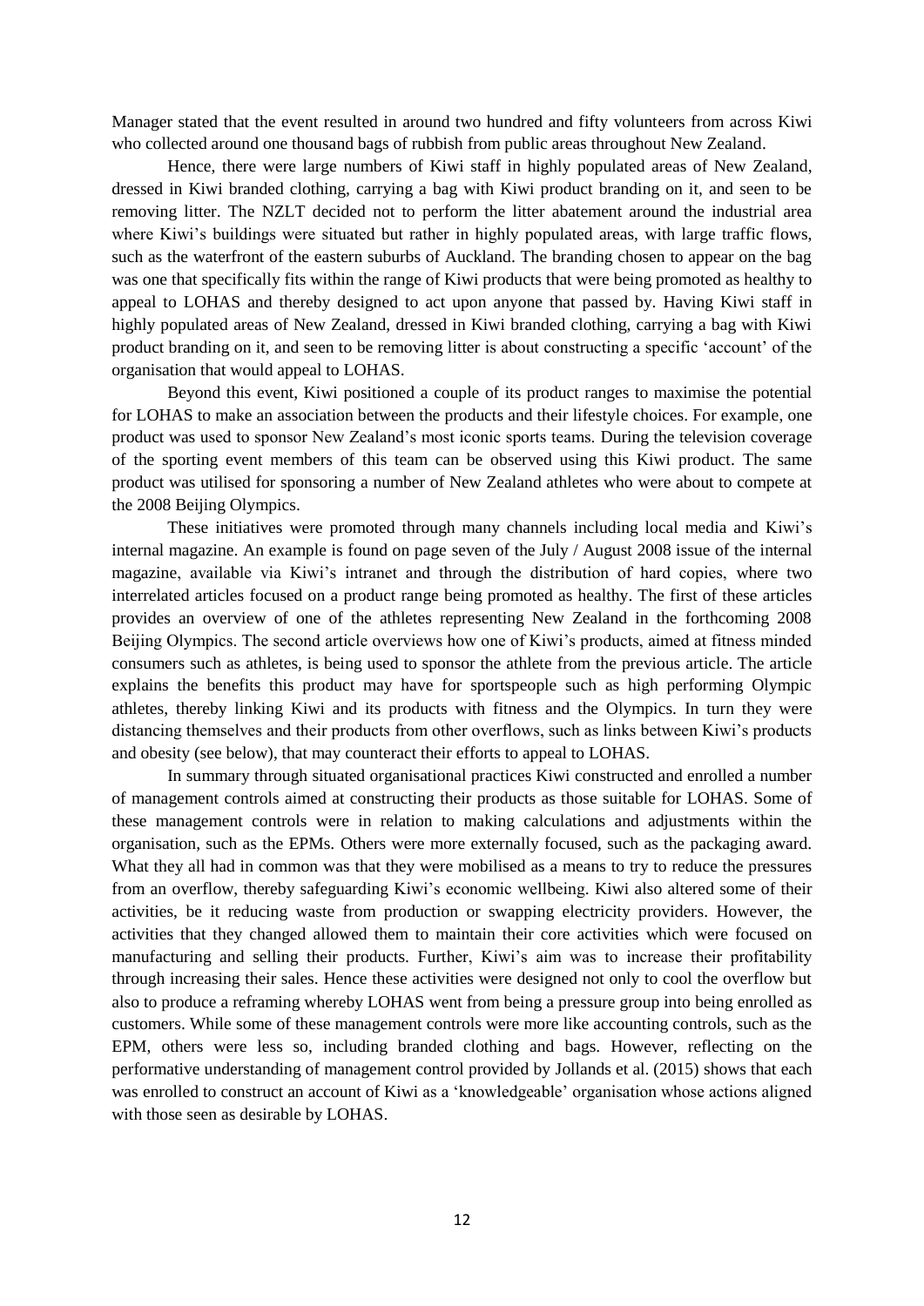Manager stated that the event resulted in around two hundred and fifty volunteers from across Kiwi who collected around one thousand bags of rubbish from public areas throughout New Zealand.

Hence, there were large numbers of Kiwi staff in highly populated areas of New Zealand, dressed in Kiwi branded clothing, carrying a bag with Kiwi product branding on it, and seen to be removing litter. The NZLT decided not to perform the litter abatement around the industrial area where Kiwi's buildings were situated but rather in highly populated areas, with large traffic flows, such as the waterfront of the eastern suburbs of Auckland. The branding chosen to appear on the bag was one that specifically fits within the range of Kiwi products that were being promoted as healthy to appeal to LOHAS and thereby designed to act upon anyone that passed by. Having Kiwi staff in highly populated areas of New Zealand, dressed in Kiwi branded clothing, carrying a bag with Kiwi product branding on it, and seen to be removing litter is about constructing a specific 'account' of the organisation that would appeal to LOHAS.

Beyond this event, Kiwi positioned a couple of its product ranges to maximise the potential for LOHAS to make an association between the products and their lifestyle choices. For example, one product was used to sponsor New Zealand's most iconic sports teams. During the television coverage of the sporting event members of this team can be observed using this Kiwi product. The same product was utilised for sponsoring a number of New Zealand athletes who were about to compete at the 2008 Beijing Olympics.

These initiatives were promoted through many channels including local media and Kiwi's internal magazine. An example is found on page seven of the July / August 2008 issue of the internal magazine, available via Kiwi's intranet and through the distribution of hard copies, where two interrelated articles focused on a product range being promoted as healthy. The first of these articles provides an overview of one of the athletes representing New Zealand in the forthcoming 2008 Beijing Olympics. The second article overviews how one of Kiwi's products, aimed at fitness minded consumers such as athletes, is being used to sponsor the athlete from the previous article. The article explains the benefits this product may have for sportspeople such as high performing Olympic athletes, thereby linking Kiwi and its products with fitness and the Olympics. In turn they were distancing themselves and their products from other overflows, such as links between Kiwi's products and obesity (see below), that may counteract their efforts to appeal to LOHAS.

In summary through situated organisational practices Kiwi constructed and enrolled a number of management controls aimed at constructing their products as those suitable for LOHAS. Some of these management controls were in relation to making calculations and adjustments within the organisation, such as the EPMs. Others were more externally focused, such as the packaging award. What they all had in common was that they were mobilised as a means to try to reduce the pressures from an overflow, thereby safeguarding Kiwi's economic wellbeing. Kiwi also altered some of their activities, be it reducing waste from production or swapping electricity providers. However, the activities that they changed allowed them to maintain their core activities which were focused on manufacturing and selling their products. Further, Kiwi's aim was to increase their profitability through increasing their sales. Hence these activities were designed not only to cool the overflow but also to produce a reframing whereby LOHAS went from being a pressure group into being enrolled as customers. While some of these management controls were more like accounting controls, such as the EPM, others were less so, including branded clothing and bags. However, reflecting on the performative understanding of management control provided by Jollands et al. (2015) shows that each was enrolled to construct an account of Kiwi as a 'knowledgeable' organisation whose actions aligned with those seen as desirable by LOHAS.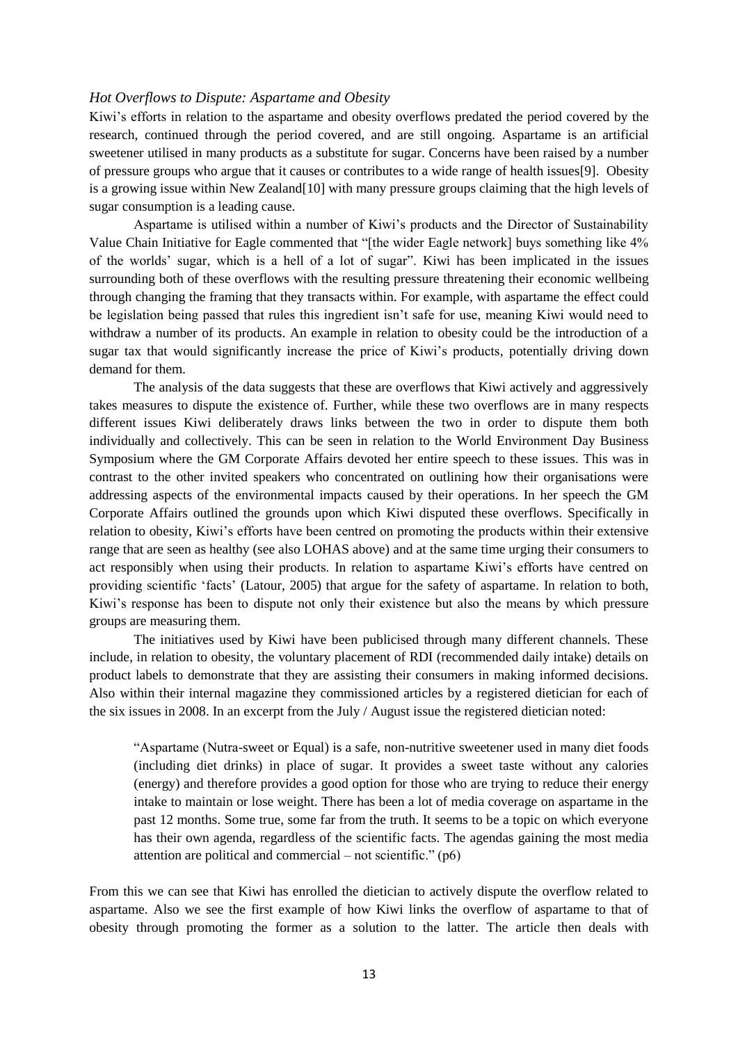### *Hot Overflows to Dispute: Aspartame and Obesity*

Kiwi's efforts in relation to the aspartame and obesity overflows predated the period covered by the research, continued through the period covered, and are still ongoing. Aspartame is an artificial sweetener utilised in many products as a substitute for sugar. Concerns have been raised by a number of pressure groups who argue that it causes or contributes to a wide range of health issues[9]. Obesity is a growing issue within New Zealand[10] with many pressure groups claiming that the high levels of sugar consumption is a leading cause.

Aspartame is utilised within a number of Kiwi's products and the Director of Sustainability Value Chain Initiative for Eagle commented that "[the wider Eagle network] buys something like 4% of the worlds' sugar, which is a hell of a lot of sugar". Kiwi has been implicated in the issues surrounding both of these overflows with the resulting pressure threatening their economic wellbeing through changing the framing that they transacts within. For example, with aspartame the effect could be legislation being passed that rules this ingredient isn't safe for use, meaning Kiwi would need to withdraw a number of its products. An example in relation to obesity could be the introduction of a sugar tax that would significantly increase the price of Kiwi's products, potentially driving down demand for them.

The analysis of the data suggests that these are overflows that Kiwi actively and aggressively takes measures to dispute the existence of. Further, while these two overflows are in many respects different issues Kiwi deliberately draws links between the two in order to dispute them both individually and collectively. This can be seen in relation to the World Environment Day Business Symposium where the GM Corporate Affairs devoted her entire speech to these issues. This was in contrast to the other invited speakers who concentrated on outlining how their organisations were addressing aspects of the environmental impacts caused by their operations. In her speech the GM Corporate Affairs outlined the grounds upon which Kiwi disputed these overflows. Specifically in relation to obesity, Kiwi's efforts have been centred on promoting the products within their extensive range that are seen as healthy (see also LOHAS above) and at the same time urging their consumers to act responsibly when using their products. In relation to aspartame Kiwi's efforts have centred on providing scientific 'facts' (Latour, 2005) that argue for the safety of aspartame. In relation to both, Kiwi's response has been to dispute not only their existence but also the means by which pressure groups are measuring them.

The initiatives used by Kiwi have been publicised through many different channels. These include, in relation to obesity, the voluntary placement of RDI (recommended daily intake) details on product labels to demonstrate that they are assisting their consumers in making informed decisions. Also within their internal magazine they commissioned articles by a registered dietician for each of the six issues in 2008. In an excerpt from the July / August issue the registered dietician noted:

> "Aspartame (Nutra-sweet or Equal) is a safe, non-nutritive sweetener used in many diet foods (including diet drinks) in place of sugar. It provides a sweet taste without any calories (energy) and therefore provides a good option for those who are trying to reduce their energy intake to maintain or lose weight. There has been a lot of media coverage on aspartame in the past 12 months. Some true, some far from the truth. It seems to be a topic on which everyone has their own agenda, regardless of the scientific facts. The agendas gaining the most media attention are political and commercial – not scientific." (p6)

From this we can see that Kiwi has enrolled the dietician to actively dispute the overflow related to aspartame. Also we see the first example of how Kiwi links the overflow of aspartame to that of obesity through promoting the former as a solution to the latter. The article then deals with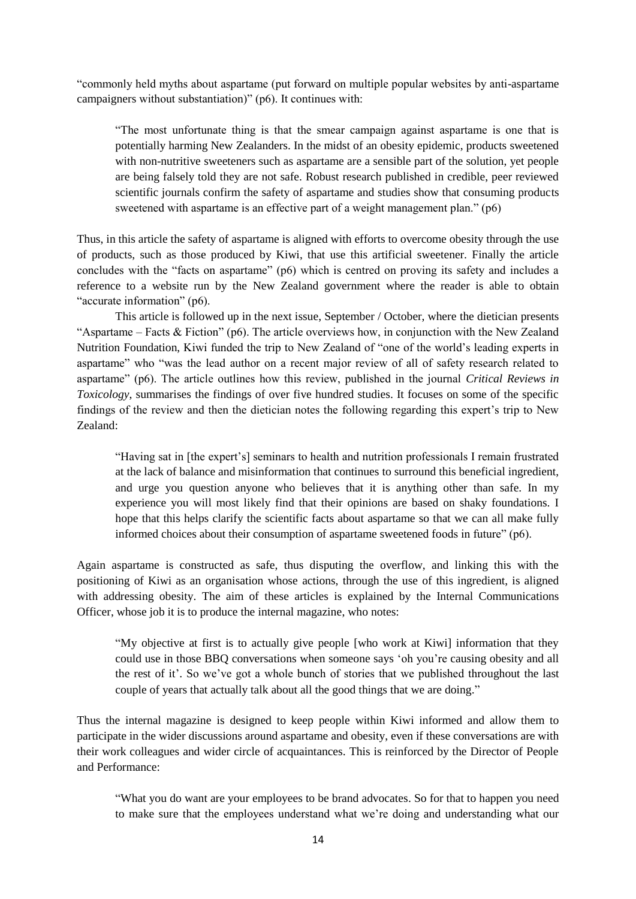"commonly held myths about aspartame (put forward on multiple popular websites by anti-aspartame campaigners without substantiation)" (p6). It continues with:

> "The most unfortunate thing is that the smear campaign against aspartame is one that is potentially harming New Zealanders. In the midst of an obesity epidemic, products sweetened with non-nutritive sweeteners such as aspartame are a sensible part of the solution, yet people are being falsely told they are not safe. Robust research published in credible, peer reviewed scientific journals confirm the safety of aspartame and studies show that consuming products sweetened with aspartame is an effective part of a weight management plan." (p6)

Thus, in this article the safety of aspartame is aligned with efforts to overcome obesity through the use of products, such as those produced by Kiwi, that use this artificial sweetener. Finally the article concludes with the "facts on aspartame" (p6) which is centred on proving its safety and includes a reference to a website run by the New Zealand government where the reader is able to obtain "accurate information" (p6).

This article is followed up in the next issue, September / October, where the dietician presents "Aspartame – Facts & Fiction" (p6). The article overviews how, in conjunction with the New Zealand Nutrition Foundation, Kiwi funded the trip to New Zealand of "one of the world's leading experts in aspartame" who "was the lead author on a recent major review of all of safety research related to aspartame" (p6). The article outlines how this review, published in the journal *Critical Reviews in Toxicology*, summarises the findings of over five hundred studies. It focuses on some of the specific findings of the review and then the dietician notes the following regarding this expert's trip to New Zealand:

> "Having sat in [the expert's] seminars to health and nutrition professionals I remain frustrated at the lack of balance and misinformation that continues to surround this beneficial ingredient, and urge you question anyone who believes that it is anything other than safe. In my experience you will most likely find that their opinions are based on shaky foundations. I hope that this helps clarify the scientific facts about aspartame so that we can all make fully informed choices about their consumption of aspartame sweetened foods in future" (p6).

Again aspartame is constructed as safe, thus disputing the overflow, and linking this with the positioning of Kiwi as an organisation whose actions, through the use of this ingredient, is aligned with addressing obesity. The aim of these articles is explained by the Internal Communications Officer, whose job it is to produce the internal magazine, who notes:

> "My objective at first is to actually give people [who work at Kiwi] information that they could use in those BBQ conversations when someone says 'oh you're causing obesity and all the rest of it'. So we've got a whole bunch of stories that we published throughout the last couple of years that actually talk about all the good things that we are doing."

Thus the internal magazine is designed to keep people within Kiwi informed and allow them to participate in the wider discussions around aspartame and obesity, even if these conversations are with their work colleagues and wider circle of acquaintances. This is reinforced by the Director of People and Performance:

> "What you do want are your employees to be brand advocates. So for that to happen you need to make sure that the employees understand what we're doing and understanding what our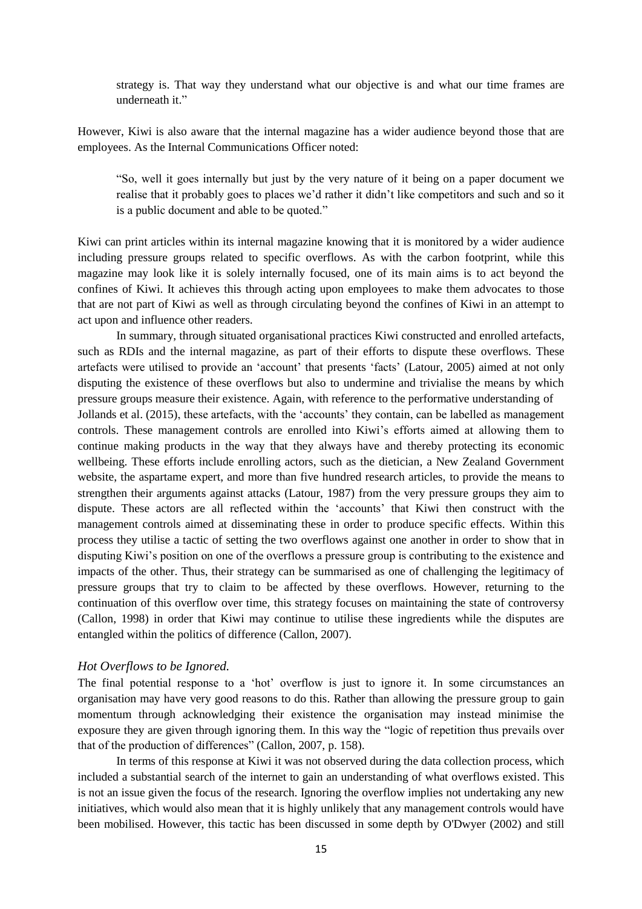strategy is. That way they understand what our objective is and what our time frames are underneath it."

However, Kiwi is also aware that the internal magazine has a wider audience beyond those that are employees. As the Internal Communications Officer noted:

> "So, well it goes internally but just by the very nature of it being on a paper document we realise that it probably goes to places we'd rather it didn't like competitors and such and so it is a public document and able to be quoted."

Kiwi can print articles within its internal magazine knowing that it is monitored by a wider audience including pressure groups related to specific overflows. As with the carbon footprint, while this magazine may look like it is solely internally focused, one of its main aims is to act beyond the confines of Kiwi. It achieves this through acting upon employees to make them advocates to those that are not part of Kiwi as well as through circulating beyond the confines of Kiwi in an attempt to act upon and influence other readers.

In summary, through situated organisational practices Kiwi constructed and enrolled artefacts, such as RDIs and the internal magazine, as part of their efforts to dispute these overflows. These artefacts were utilised to provide an 'account' that presents 'facts' (Latour, 2005) aimed at not only disputing the existence of these overflows but also to undermine and trivialise the means by which pressure groups measure their existence. Again, with reference to the performative understanding of Jollands et al. (2015), these artefacts, with the 'accounts' they contain, can be labelled as management controls. These management controls are enrolled into Kiwi's efforts aimed at allowing them to continue making products in the way that they always have and thereby protecting its economic wellbeing. These efforts include enrolling actors, such as the dietician, a New Zealand Government website, the aspartame expert, and more than five hundred research articles, to provide the means to strengthen their arguments against attacks (Latour, 1987) from the very pressure groups they aim to dispute. These actors are all reflected within the 'accounts' that Kiwi then construct with the management controls aimed at disseminating these in order to produce specific effects. Within this process they utilise a tactic of setting the two overflows against one another in order to show that in disputing Kiwi's position on one of the overflows a pressure group is contributing to the existence and impacts of the other. Thus, their strategy can be summarised as one of challenging the legitimacy of pressure groups that try to claim to be affected by these overflows. However, returning to the continuation of this overflow over time, this strategy focuses on maintaining the state of controversy (Callon, 1998) in order that Kiwi may continue to utilise these ingredients while the disputes are entangled within the politics of difference (Callon, 2007).

### *Hot Overflows to be Ignored.*

The final potential response to a 'hot' overflow is just to ignore it. In some circumstances an organisation may have very good reasons to do this. Rather than allowing the pressure group to gain momentum through acknowledging their existence the organisation may instead minimise the exposure they are given through ignoring them. In this way the "logic of repetition thus prevails over that of the production of differences" (Callon, 2007, p. 158).

In terms of this response at Kiwi it was not observed during the data collection process, which included a substantial search of the internet to gain an understanding of what overflows existed. This is not an issue given the focus of the research. Ignoring the overflow implies not undertaking any new initiatives, which would also mean that it is highly unlikely that any management controls would have been mobilised. However, this tactic has been discussed in some depth by O'Dwyer (2002) and still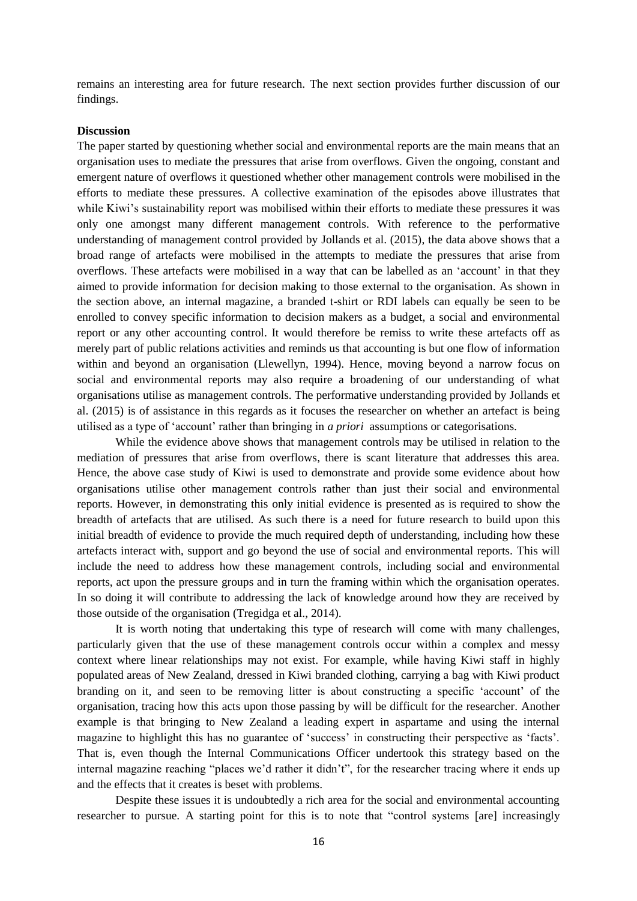remains an interesting area for future research. The next section provides further discussion of our findings.

**Discussion**

The paper started by questioning whether social and environmental reports are the main means that an organisation uses to mediate the pressures that arise from overflows. Given the ongoing, constant and emergent nature of overflows it questioned whether other management controls were mobilised in the efforts to mediate these pressures. A collective examination of the episodes above illustrates that while Kiwi's sustainability report was mobilised within their efforts to mediate these pressures it was only one amongst many different management controls. With reference to the performative understanding of management control provided by Jollands et al. (2015), the data above shows that a broad range of artefacts were mobilised in the attempts to mediate the pressures that arise from overflows. These artefacts were mobilised in a way that can be labelled as an 'account' in that they aimed to provide information for decision making to those external to the organisation. As shown in the section above, an internal magazine, a branded t-shirt or RDI labels can equally be seen to be enrolled to convey specific information to decision makers as a budget, a social and environmental report or any other accounting control. It would therefore be remiss to write these artefacts off as merely part of public relations activities and reminds us that accounting is but one flow of information within and beyond an organisation (Llewellyn, 1994). Hence, moving beyond a narrow focus on social and environmental reports may also require a broadening of our understanding of what organisations utilise as management controls. The performative understanding provided by Jollands et al. (2015) is of assistance in this regards as it focuses the researcher on whether an artefact is being utilised as a type of 'account' rather than bringing in *a priori* assumptions or categorisations.

While the evidence above shows that management controls may be utilised in relation to the mediation of pressures that arise from overflows, there is scant literature that addresses this area. Hence, the above case study of Kiwi is used to demonstrate and provide some evidence about how organisations utilise other management controls rather than just their social and environmental reports. However, in demonstrating this only initial evidence is presented as is required to show the breadth of artefacts that are utilised. As such there is a need for future research to build upon this initial breadth of evidence to provide the much required depth of understanding, including how these artefacts interact with, support and go beyond the use of social and environmental reports. This will include the need to address how these management controls, including social and environmental reports, act upon the pressure groups and in turn the framing within which the organisation operates. In so doing it will contribute to addressing the lack of knowledge around how they are received by those outside of the organisation (Tregidga et al., 2014).

It is worth noting that undertaking this type of research will come with many challenges, particularly given that the use of these management controls occur within a complex and messy context where linear relationships may not exist. For example, while having Kiwi staff in highly populated areas of New Zealand, dressed in Kiwi branded clothing, carrying a bag with Kiwi product branding on it, and seen to be removing litter is about constructing a specific 'account' of the organisation, tracing how this acts upon those passing by will be difficult for the researcher. Another example is that bringing to New Zealand a leading expert in aspartame and using the internal magazine to highlight this has no guarantee of 'success' in constructing their perspective as 'facts'. That is, even though the Internal Communications Officer undertook this strategy based on the internal magazine reaching "places we'd rather it didn't", for the researcher tracing where it ends up and the effects that it creates is beset with problems.

Despite these issues it is undoubtedly a rich area for the social and environmental accounting researcher to pursue. A starting point for this is to note that "control systems [are] increasingly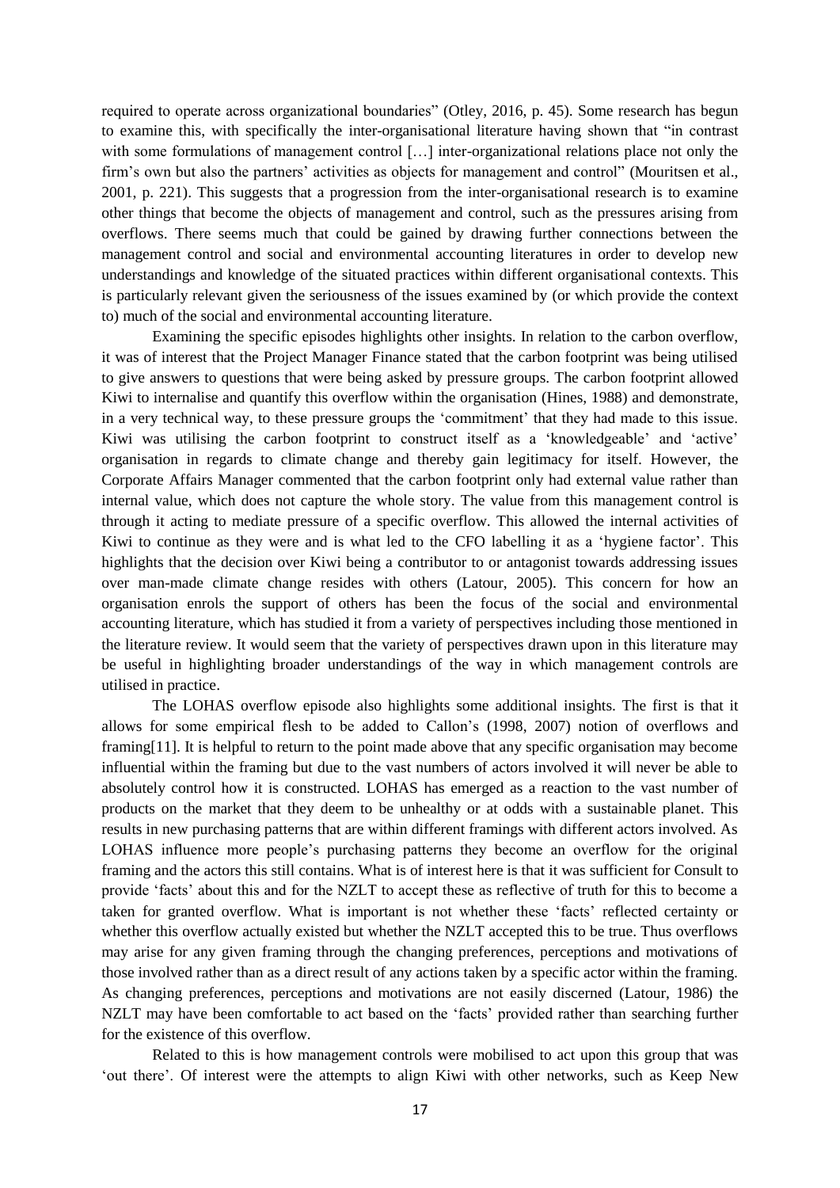required to operate across organizational boundaries" (Otley, 2016, p. 45). Some research has begun to examine this, with specifically the inter-organisational literature having shown that "in contrast with some formulations of management control […] inter-organizational relations place not only the firm's own but also the partners' activities as objects for management and control" (Mouritsen et al., 2001, p. 221). This suggests that a progression from the inter-organisational research is to examine other things that become the objects of management and control, such as the pressures arising from overflows. There seems much that could be gained by drawing further connections between the management control and social and environmental accounting literatures in order to develop new understandings and knowledge of the situated practices within different organisational contexts. This is particularly relevant given the seriousness of the issues examined by (or which provide the context to) much of the social and environmental accounting literature.

Examining the specific episodes highlights other insights. In relation to the carbon overflow, it was of interest that the Project Manager Finance stated that the carbon footprint was being utilised to give answers to questions that were being asked by pressure groups. The carbon footprint allowed Kiwi to internalise and quantify this overflow within the organisation (Hines, 1988) and demonstrate, in a very technical way, to these pressure groups the 'commitment' that they had made to this issue. Kiwi was utilising the carbon footprint to construct itself as a 'knowledgeable' and 'active' organisation in regards to climate change and thereby gain legitimacy for itself. However, the Corporate Affairs Manager commented that the carbon footprint only had external value rather than internal value, which does not capture the whole story. The value from this management control is through it acting to mediate pressure of a specific overflow. This allowed the internal activities of Kiwi to continue as they were and is what led to the CFO labelling it as a 'hygiene factor'. This highlights that the decision over Kiwi being a contributor to or antagonist towards addressing issues over man-made climate change resides with others (Latour, 2005). This concern for how an organisation enrols the support of others has been the focus of the social and environmental accounting literature, which has studied it from a variety of perspectives including those mentioned in the literature review. It would seem that the variety of perspectives drawn upon in this literature may be useful in highlighting broader understandings of the way in which management controls are utilised in practice.

The LOHAS overflow episode also highlights some additional insights. The first is that it allows for some empirical flesh to be added to Callon's (1998, 2007) notion of overflows and framing[11]. It is helpful to return to the point made above that any specific organisation may become influential within the framing but due to the vast numbers of actors involved it will never be able to absolutely control how it is constructed. LOHAS has emerged as a reaction to the vast number of products on the market that they deem to be unhealthy or at odds with a sustainable planet. This results in new purchasing patterns that are within different framings with different actors involved. As LOHAS influence more people's purchasing patterns they become an overflow for the original framing and the actors this still contains. What is of interest here is that it was sufficient for Consult to provide 'facts' about this and for the NZLT to accept these as reflective of truth for this to become a taken for granted overflow. What is important is not whether these 'facts' reflected certainty or whether this overflow actually existed but whether the NZLT accepted this to be true. Thus overflows may arise for any given framing through the changing preferences, perceptions and motivations of those involved rather than as a direct result of any actions taken by a specific actor within the framing. As changing preferences, perceptions and motivations are not easily discerned (Latour, 1986) the NZLT may have been comfortable to act based on the 'facts' provided rather than searching further for the existence of this overflow.

Related to this is how management controls were mobilised to act upon this group that was 'out there'. Of interest were the attempts to align Kiwi with other networks, such as Keep New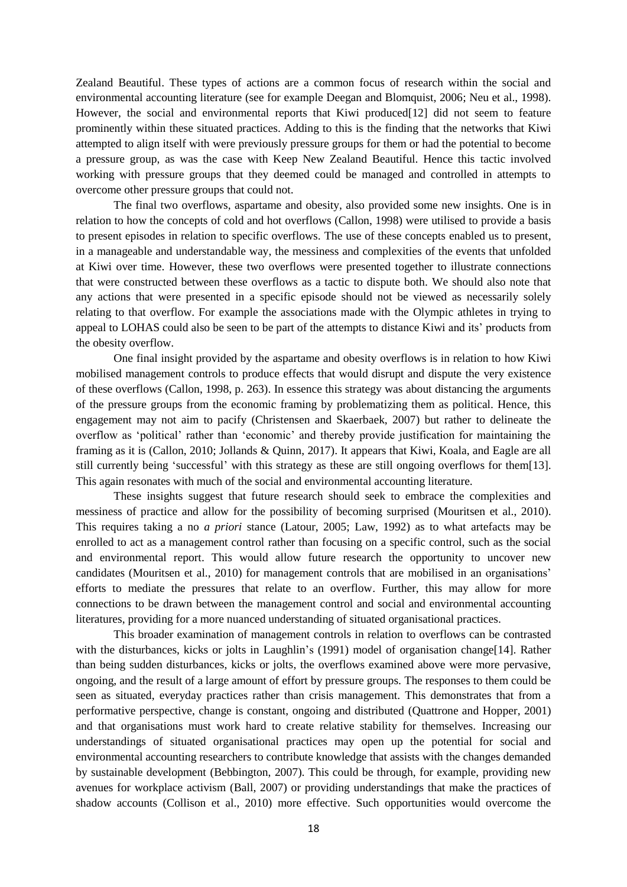Zealand Beautiful. These types of actions are a common focus of research within the social and environmental accounting literature (see for example Deegan and Blomquist, 2006; Neu et al., 1998). However, the social and environmental reports that Kiwi produced[12] did not seem to feature prominently within these situated practices. Adding to this is the finding that the networks that Kiwi attempted to align itself with were previously pressure groups for them or had the potential to become a pressure group, as was the case with Keep New Zealand Beautiful. Hence this tactic involved working with pressure groups that they deemed could be managed and controlled in attempts to overcome other pressure groups that could not.

The final two overflows, aspartame and obesity, also provided some new insights. One is in relation to how the concepts of cold and hot overflows (Callon, 1998) were utilised to provide a basis to present episodes in relation to specific overflows. The use of these concepts enabled us to present, in a manageable and understandable way, the messiness and complexities of the events that unfolded at Kiwi over time. However, these two overflows were presented together to illustrate connections that were constructed between these overflows as a tactic to dispute both. We should also note that any actions that were presented in a specific episode should not be viewed as necessarily solely relating to that overflow. For example the associations made with the Olympic athletes in trying to appeal to LOHAS could also be seen to be part of the attempts to distance Kiwi and its' products from the obesity overflow.

One final insight provided by the aspartame and obesity overflows is in relation to how Kiwi mobilised management controls to produce effects that would disrupt and dispute the very existence of these overflows (Callon, 1998, p. 263). In essence this strategy was about distancing the arguments of the pressure groups from the economic framing by problematizing them as political. Hence, this engagement may not aim to pacify (Christensen and Skaerbaek, 2007) but rather to delineate the overflow as 'political' rather than 'economic' and thereby provide justification for maintaining the framing as it is (Callon, 2010; Jollands & Quinn, 2017). It appears that Kiwi, Koala, and Eagle are all still currently being 'successful' with this strategy as these are still ongoing overflows for them[13]. This again resonates with much of the social and environmental accounting literature.

These insights suggest that future research should seek to embrace the complexities and messiness of practice and allow for the possibility of becoming surprised (Mouritsen et al., 2010). This requires taking a no *a priori* stance (Latour, 2005; Law, 1992) as to what artefacts may be enrolled to act as a management control rather than focusing on a specific control, such as the social and environmental report. This would allow future research the opportunity to uncover new candidates (Mouritsen et al., 2010) for management controls that are mobilised in an organisations' efforts to mediate the pressures that relate to an overflow. Further, this may allow for more connections to be drawn between the management control and social and environmental accounting literatures, providing for a more nuanced understanding of situated organisational practices.

This broader examination of management controls in relation to overflows can be contrasted with the disturbances, kicks or jolts in Laughlin's (1991) model of organisation change[14]. Rather than being sudden disturbances, kicks or jolts, the overflows examined above were more pervasive, ongoing, and the result of a large amount of effort by pressure groups. The responses to them could be seen as situated, everyday practices rather than crisis management. This demonstrates that from a performative perspective, change is constant, ongoing and distributed (Quattrone and Hopper, 2001) and that organisations must work hard to create relative stability for themselves. Increasing our understandings of situated organisational practices may open up the potential for social and environmental accounting researchers to contribute knowledge that assists with the changes demanded by sustainable development (Bebbington, 2007). This could be through, for example, providing new avenues for workplace activism (Ball, 2007) or providing understandings that make the practices of shadow accounts (Collison et al., 2010) more effective. Such opportunities would overcome the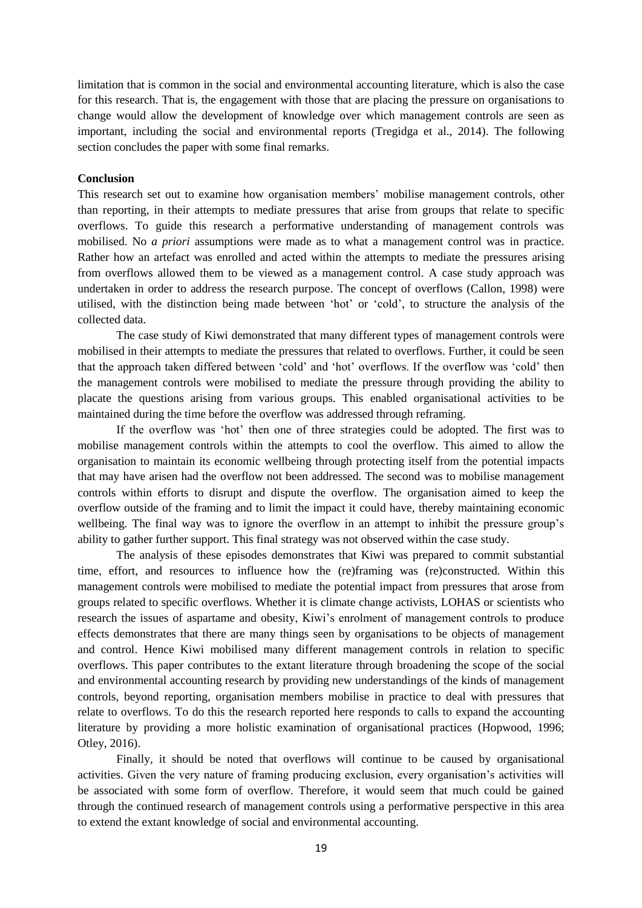limitation that is common in the social and environmental accounting literature, which is also the case for this research. That is, the engagement with those that are placing the pressure on organisations to change would allow the development of knowledge over which management controls are seen as important, including the social and environmental reports (Tregidga et al., 2014). The following section concludes the paper with some final remarks.

**Conclusion**

This research set out to examine how organisation members' mobilise management controls, other than reporting, in their attempts to mediate pressures that arise from groups that relate to specific overflows. To guide this research a performative understanding of management controls was mobilised. No *a priori* assumptions were made as to what a management control was in practice. Rather how an artefact was enrolled and acted within the attempts to mediate the pressures arising from overflows allowed them to be viewed as a management control. A case study approach was undertaken in order to address the research purpose. The concept of overflows (Callon, 1998) were utilised, with the distinction being made between 'hot' or 'cold', to structure the analysis of the collected data.

The case study of Kiwi demonstrated that many different types of management controls were mobilised in their attempts to mediate the pressures that related to overflows. Further, it could be seen that the approach taken differed between 'cold' and 'hot' overflows. If the overflow was 'cold' then the management controls were mobilised to mediate the pressure through providing the ability to placate the questions arising from various groups. This enabled organisational activities to be maintained during the time before the overflow was addressed through reframing.

If the overflow was 'hot' then one of three strategies could be adopted. The first was to mobilise management controls within the attempts to cool the overflow. This aimed to allow the organisation to maintain its economic wellbeing through protecting itself from the potential impacts that may have arisen had the overflow not been addressed. The second was to mobilise management controls within efforts to disrupt and dispute the overflow. The organisation aimed to keep the overflow outside of the framing and to limit the impact it could have, thereby maintaining economic wellbeing. The final way was to ignore the overflow in an attempt to inhibit the pressure group's ability to gather further support. This final strategy was not observed within the case study.

The analysis of these episodes demonstrates that Kiwi was prepared to commit substantial time, effort, and resources to influence how the (re)framing was (re)constructed. Within this management controls were mobilised to mediate the potential impact from pressures that arose from groups related to specific overflows. Whether it is climate change activists, LOHAS or scientists who research the issues of aspartame and obesity, Kiwi's enrolment of management controls to produce effects demonstrates that there are many things seen by organisations to be objects of management and control. Hence Kiwi mobilised many different management controls in relation to specific overflows. This paper contributes to the extant literature through broadening the scope of the social and environmental accounting research by providing new understandings of the kinds of management controls, beyond reporting, organisation members mobilise in practice to deal with pressures that relate to overflows. To do this the research reported here responds to calls to expand the accounting literature by providing a more holistic examination of organisational practices (Hopwood, 1996; Otley, 2016).

Finally, it should be noted that overflows will continue to be caused by organisational activities. Given the very nature of framing producing exclusion, every organisation's activities will be associated with some form of overflow. Therefore, it would seem that much could be gained through the continued research of management controls using a performative perspective in this area to extend the extant knowledge of social and environmental accounting.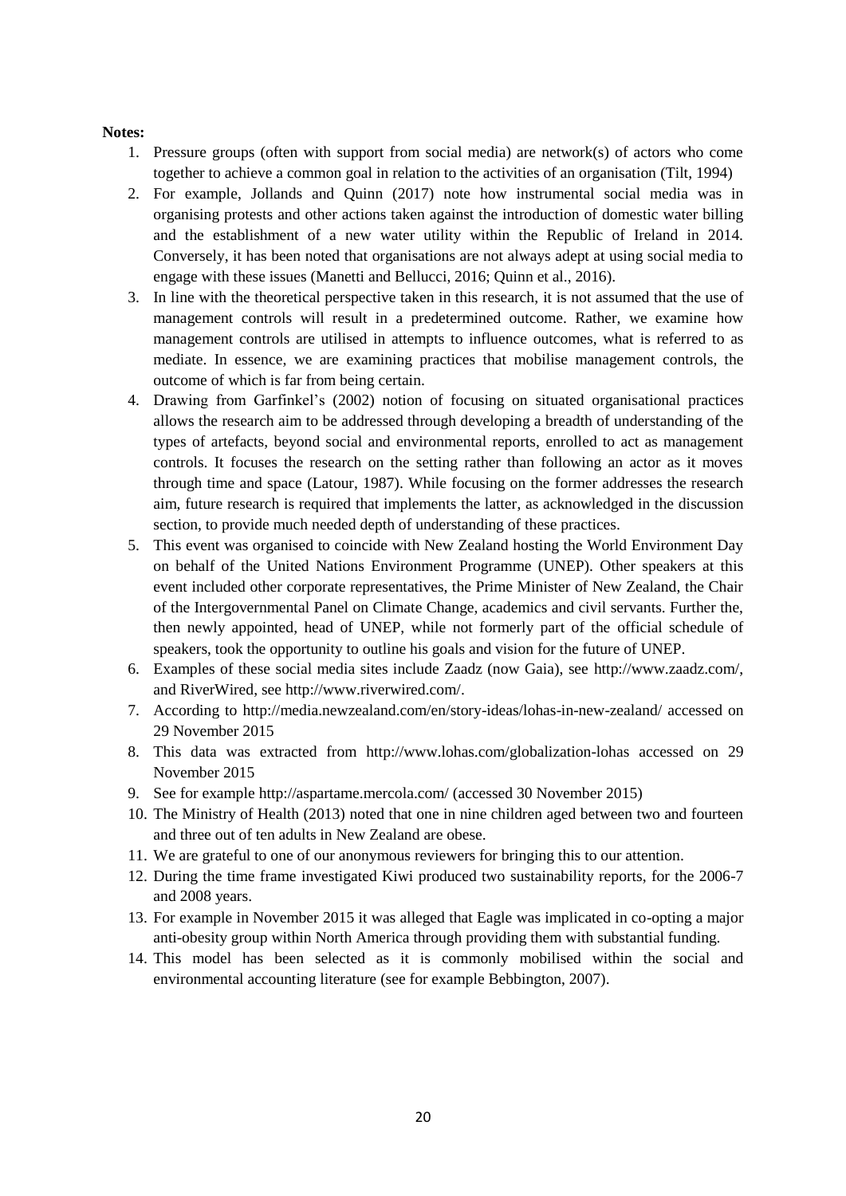**Notes:**

1. Pressure groups (often with support from social media) are network(s) of actors who come together to achieve a common goal in relation to the activities of an organisation (Tilt, 1994)
2. For example, Jollands and Quinn (2017) note how instrumental social media was in organising protests and other actions taken against the introduction of domestic water billing and the establishment of a new water utility within the Republic of Ireland in 2014. Conversely, it has been noted that organisations are not always adept at using social media to engage with these issues (Manetti and Bellucci, 2016; Quinn et al., 2016).
3. In line with the theoretical perspective taken in this research, it is not assumed that the use of management controls will result in a predetermined outcome. Rather, we examine how management controls are utilised in attempts to influence outcomes, what is referred to as mediate. In essence, we are examining practices that mobilise management controls, the outcome of which is far from being certain.
4. Drawing from Garfinkel's (2002) notion of focusing on situated organisational practices allows the research aim to be addressed through developing a breadth of understanding of the types of artefacts, beyond social and environmental reports, enrolled to act as management controls. It focuses the research on the setting rather than following an actor as it moves through time and space (Latour, 1987). While focusing on the former addresses the research aim, future research is required that implements the latter, as acknowledged in the discussion section, to provide much needed depth of understanding of these practices.
5. This event was organised to coincide with New Zealand hosting the World Environment Day on behalf of the United Nations Environment Programme (UNEP). Other speakers at this event included other corporate representatives, the Prime Minister of New Zealand, the Chair of the Intergovernmental Panel on Climate Change, academics and civil servants. Further the, then newly appointed, head of UNEP, while not formerly part of the official schedule of speakers, took the opportunity to outline his goals and vision for the future of UNEP.
6. Examples of these social media sites include Zaadz (now Gaia), see http://www.zaadz.com/, and RiverWired, see http://www.riverwired.com/.
7. According to http://media.newzealand.com/en/story-ideas/lohas-in-new-zealand/ accessed on 29 November 2015
8. This data was extracted from http://www.lohas.com/globalization-lohas accessed on 29 November 2015
9. See for example http://aspartame.mercola.com/ (accessed 30 November 2015)
10. The Ministry of Health (2013) noted that one in nine children aged between two and fourteen and three out of ten adults in New Zealand are obese.
11. We are grateful to one of our anonymous reviewers for bringing this to our attention.
12. During the time frame investigated Kiwi produced two sustainability reports, for the 2006-7 and 2008 years.
13. For example in November 2015 it was alleged that Eagle was implicated in co-opting a major anti-obesity group within North America through providing them with substantial funding.
14. This model has been selected as it is commonly mobilised within the social and environmental accounting literature (see for example Bebbington, 2007).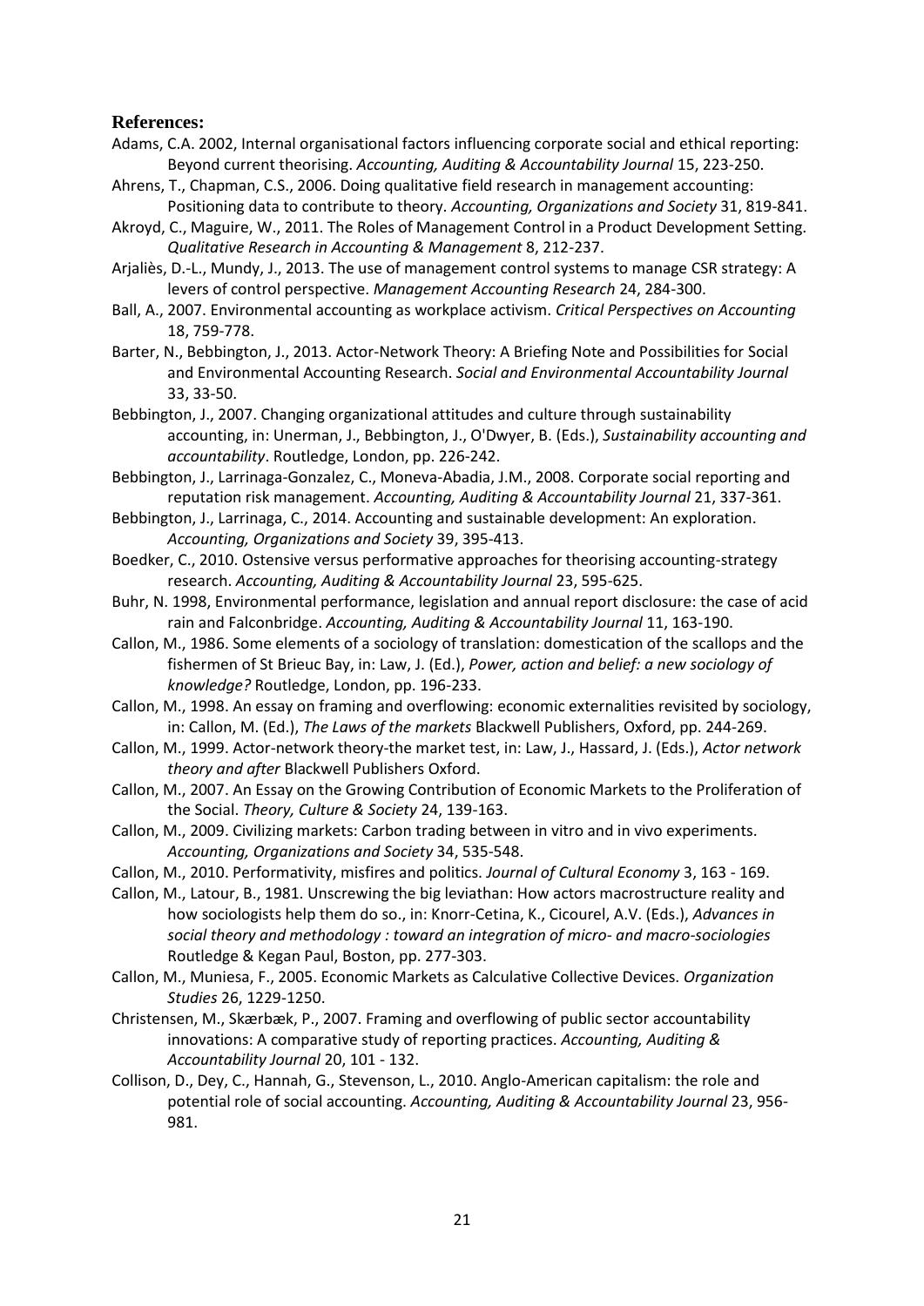## References:

Adams, C.A. 2002, Internal organisational factors influencing corporate social and ethical reporting: Beyond current theorising. *Accounting, Auditing & Accountability Journal* 15, 223-250.

Ahrens, T., Chapman, C.S., 2006. Doing qualitative field research in management accounting: Positioning data to contribute to theory. *Accounting, Organizations and Society* 31, 819-841.

Akroyd, C., Maguire, W., 2011. The Roles of Management Control in a Product Development Setting. *Qualitative Research in Accounting & Management* 8, 212-237.

Arjaliès, D.-L., Mundy, J., 2013. The use of management control systems to manage CSR strategy: A levers of control perspective. *Management Accounting Research* 24, 284-300.

Ball, A., 2007. Environmental accounting as workplace activism. *Critical Perspectives on Accounting* 18, 759-778.

Barter, N., Bebbington, J., 2013. Actor-Network Theory: A Briefing Note and Possibilities for Social and Environmental Accounting Research. *Social and Environmental Accountability Journal* 33, 33-50.

Bebbington, J., 2007. Changing organizational attitudes and culture through sustainability accounting, in: Unerman, J., Bebbington, J., O'Dwyer, B. (Eds.), *Sustainability accounting and accountability*. Routledge, London, pp. 226-242.

Bebbington, J., Larrinaga-Gonzalez, C., Moneva-Abadia, J.M., 2008. Corporate social reporting and reputation risk management. *Accounting, Auditing & Accountability Journal* 21, 337-361.

Bebbington, J., Larrinaga, C., 2014. Accounting and sustainable development: An exploration. *Accounting, Organizations and Society* 39, 395-413.

Boedker, C., 2010. Ostensive versus performative approaches for theorising accounting-strategy research. *Accounting, Auditing & Accountability Journal* 23, 595-625.

Buhr, N. 1998, Environmental performance, legislation and annual report disclosure: the case of acid rain and Falconbridge. *Accounting, Auditing & Accountability Journal* 11, 163-190.

Callon, M., 1986. Some elements of a sociology of translation: domestication of the scallops and the fishermen of St Brieuc Bay, in: Law, J. (Ed.), *Power, action and belief: a new sociology of knowledge?* Routledge, London, pp. 196-233.

Callon, M., 1998. An essay on framing and overflowing: economic externalities revisited by sociology, in: Callon, M. (Ed.), *The Laws of the markets* Blackwell Publishers, Oxford, pp. 244-269.

Callon, M., 1999. Actor-network theory-the market test, in: Law, J., Hassard, J. (Eds.), *Actor network theory and after* Blackwell Publishers Oxford.

Callon, M., 2007. An Essay on the Growing Contribution of Economic Markets to the Proliferation of the Social. *Theory, Culture & Society* 24, 139-163.

Callon, M., 2009. Civilizing markets: Carbon trading between in vitro and in vivo experiments. *Accounting, Organizations and Society* 34, 535-548.

Callon, M., 2010. Performativity, misfires and politics. *Journal of Cultural Economy* 3, 163 - 169.

Callon, M., Latour, B., 1981. Unscrewing the big leviathan: How actors macrostructure reality and how sociologists help them do so., in: Knorr-Cetina, K., Cicourel, A.V. (Eds.), *Advances in social theory and methodology : toward an integration of micro- and macro-sociologies* Routledge & Kegan Paul, Boston, pp. 277-303.

Callon, M., Muniesa, F., 2005. Economic Markets as Calculative Collective Devices. *Organization Studies* 26, 1229-1250.

Christensen, M., Skærbæk, P., 2007. Framing and overflowing of public sector accountability innovations: A comparative study of reporting practices. *Accounting, Auditing & Accountability Journal* 20, 101 - 132.

Collison, D., Dey, C., Hannah, G., Stevenson, L., 2010. Anglo-American capitalism: the role and potential role of social accounting. *Accounting, Auditing & Accountability Journal* 23, 956-981.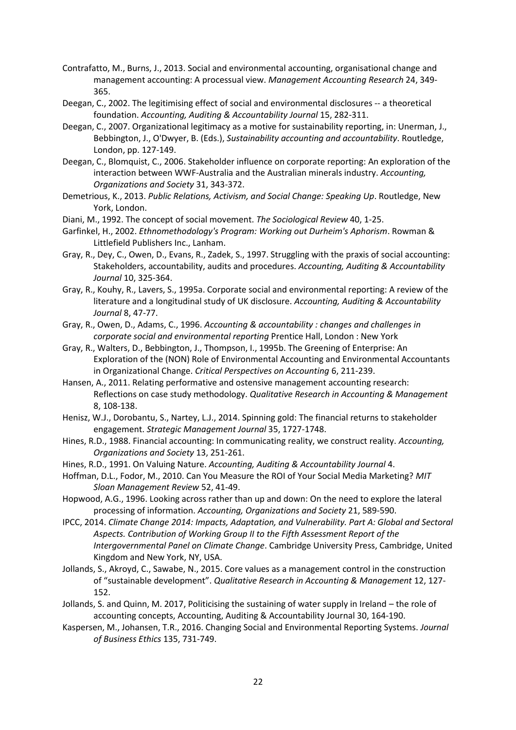Contrafatto, M., Burns, J., 2013. Social and environmental accounting, organisational change and management accounting: A processual view. *Management Accounting Research* 24, 349-365.

Deegan, C., 2002. The legitimising effect of social and environmental disclosures -- a theoretical foundation. *Accounting, Auditing & Accountability Journal* 15, 282-311.

Deegan, C., 2007. Organizational legitimacy as a motive for sustainability reporting, in: Unerman, J., Bebbington, J., O'Dwyer, B. (Eds.), *Sustainability accounting and accountability*. Routledge, London, pp. 127-149.

Deegan, C., Blomquist, C., 2006. Stakeholder influence on corporate reporting: An exploration of the interaction between WWF-Australia and the Australian minerals industry. *Accounting, Organizations and Society* 31, 343-372.

Demetrious, K., 2013. *Public Relations, Activism, and Social Change: Speaking Up*. Routledge, New York, London.

Diani, M., 1992. The concept of social movement. *The Sociological Review* 40, 1-25.

Garfinkel, H., 2002. *Ethnomethodology's Program: Working out Durheim's Aphorism*. Rowman & Littlefield Publishers Inc., Lanham.

Gray, R., Dey, C., Owen, D., Evans, R., Zadek, S., 1997. Struggling with the praxis of social accounting: Stakeholders, accountability, audits and procedures. *Accounting, Auditing & Accountability Journal* 10, 325-364.

Gray, R., Kouhy, R., Lavers, S., 1995a. Corporate social and environmental reporting: A review of the literature and a longitudinal study of UK disclosure. *Accounting, Auditing & Accountability Journal* 8, 47-77.

Gray, R., Owen, D., Adams, C., 1996. *Accounting & accountability : changes and challenges in corporate social and environmental reporting* Prentice Hall, London : New York

Gray, R., Walters, D., Bebbington, J., Thompson, I., 1995b. The Greening of Enterprise: An Exploration of the (NON) Role of Environmental Accounting and Environmental Accountants in Organizational Change. *Critical Perspectives on Accounting* 6, 211-239.

Hansen, A., 2011. Relating performative and ostensive management accounting research: Reflections on case study methodology. *Qualitative Research in Accounting & Management* 8, 108-138.

Henisz, W.J., Dorobantu, S., Nartey, L.J., 2014. Spinning gold: The financial returns to stakeholder engagement. *Strategic Management Journal* 35, 1727-1748.

Hines, R.D., 1988. Financial accounting: In communicating reality, we construct reality. *Accounting, Organizations and Society* 13, 251-261.

Hines, R.D., 1991. On Valuing Nature. *Accounting, Auditing & Accountability Journal* 4.

Hoffman, D.L., Fodor, M., 2010. Can You Measure the ROI of Your Social Media Marketing? *MIT Sloan Management Review* 52, 41-49.

Hopwood, A.G., 1996. Looking across rather than up and down: On the need to explore the lateral processing of information. *Accounting, Organizations and Society* 21, 589-590.

IPCC, 2014. *Climate Change 2014: Impacts, Adaptation, and Vulnerability. Part A: Global and Sectoral Aspects. Contribution of Working Group II to the Fifth Assessment Report of the Intergovernmental Panel on Climate Change*. Cambridge University Press, Cambridge, United Kingdom and New York, NY, USA.

Jollands, S., Akroyd, C., Sawabe, N., 2015. Core values as a management control in the construction of "sustainable development". *Qualitative Research in Accounting & Management* 12, 127-152.

Jollands, S. and Quinn, M. 2017, Politicising the sustaining of water supply in Ireland – the role of accounting concepts, Accounting, Auditing & Accountability Journal 30, 164-190.

Kaspersen, M., Johansen, T.R., 2016. Changing Social and Environmental Reporting Systems. *Journal of Business Ethics* 135, 731-749.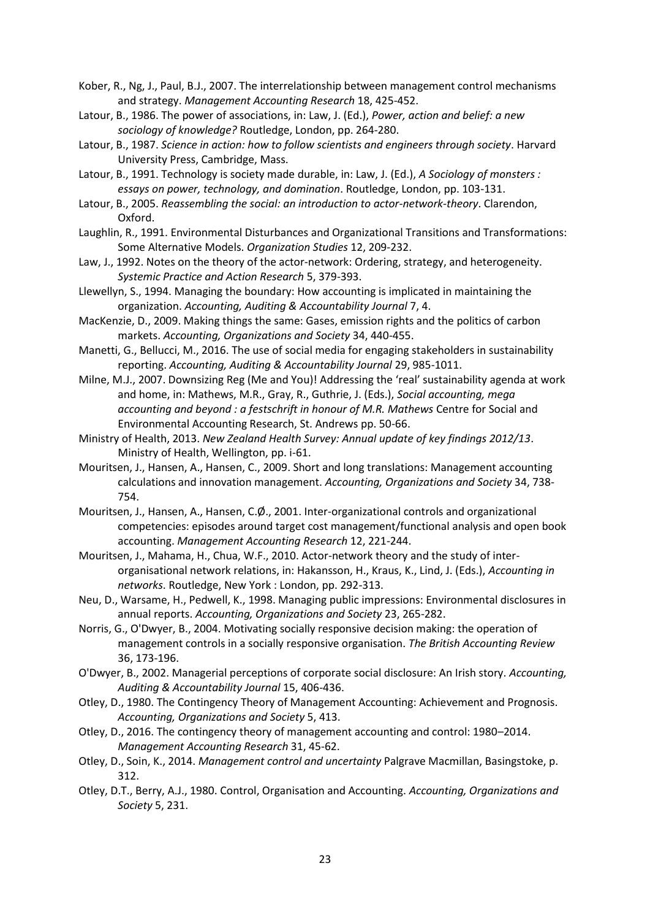Kober, R., Ng, J., Paul, B.J., 2007. The interrelationship between management control mechanisms and strategy. *Management Accounting Research* 18, 425-452.

Latour, B., 1986. The power of associations, in: Law, J. (Ed.), *Power, action and belief: a new sociology of knowledge?* Routledge, London, pp. 264-280.

Latour, B., 1987. *Science in action: how to follow scientists and engineers through society*. Harvard University Press, Cambridge, Mass.

Latour, B., 1991. Technology is society made durable, in: Law, J. (Ed.), *A Sociology of monsters : essays on power, technology, and domination*. Routledge, London, pp. 103-131.

Latour, B., 2005. *Reassembling the social: an introduction to actor-network-theory*. Clarendon, Oxford.

Laughlin, R., 1991. Environmental Disturbances and Organizational Transitions and Transformations: Some Alternative Models. *Organization Studies* 12, 209-232.

Law, J., 1992. Notes on the theory of the actor-network: Ordering, strategy, and heterogeneity. *Systemic Practice and Action Research* 5, 379-393.

Llewellyn, S., 1994. Managing the boundary: How accounting is implicated in maintaining the organization. *Accounting, Auditing & Accountability Journal* 7, 4.

MacKenzie, D., 2009. Making things the same: Gases, emission rights and the politics of carbon markets. *Accounting, Organizations and Society* 34, 440-455.

Manetti, G., Bellucci, M., 2016. The use of social media for engaging stakeholders in sustainability reporting. *Accounting, Auditing & Accountability Journal* 29, 985-1011.

Milne, M.J., 2007. Downsizing Reg (Me and You)! Addressing the 'real' sustainability agenda at work and home, in: Mathews, M.R., Gray, R., Guthrie, J. (Eds.), *Social accounting, mega accounting and beyond : a festschrift in honour of M.R. Mathews* Centre for Social and Environmental Accounting Research, St. Andrews pp. 50-66.

Ministry of Health, 2013. *New Zealand Health Survey: Annual update of key findings 2012/13*. Ministry of Health, Wellington, pp. i-61.

Mouritsen, J., Hansen, A., Hansen, C., 2009. Short and long translations: Management accounting calculations and innovation management. *Accounting, Organizations and Society* 34, 738-754.

Mouritsen, J., Hansen, A., Hansen, C.Ø., 2001. Inter-organizational controls and organizational competencies: episodes around target cost management/functional analysis and open book accounting. *Management Accounting Research* 12, 221-244.

Mouritsen, J., Mahama, H., Chua, W.F., 2010. Actor-network theory and the study of inter-organisational network relations, in: Hakansson, H., Kraus, K., Lind, J. (Eds.), *Accounting in networks*. Routledge, New York : London, pp. 292-313.

Neu, D., Warsame, H., Pedwell, K., 1998. Managing public impressions: Environmental disclosures in annual reports. *Accounting, Organizations and Society* 23, 265-282.

Norris, G., O'Dwyer, B., 2004. Motivating socially responsive decision making: the operation of management controls in a socially responsive organisation. *The British Accounting Review* 36, 173-196.

O'Dwyer, B., 2002. Managerial perceptions of corporate social disclosure: An Irish story. *Accounting, Auditing & Accountability Journal* 15, 406-436.

Otley, D., 1980. The Contingency Theory of Management Accounting: Achievement and Prognosis. *Accounting, Organizations and Society* 5, 413.

Otley, D., 2016. The contingency theory of management accounting and control: 1980–2014. *Management Accounting Research* 31, 45-62.

Otley, D., Soin, K., 2014. *Management control and uncertainty* Palgrave Macmillan, Basingstoke, p. 312.

Otley, D.T., Berry, A.J., 1980. Control, Organisation and Accounting. *Accounting, Organizations and Society* 5, 231.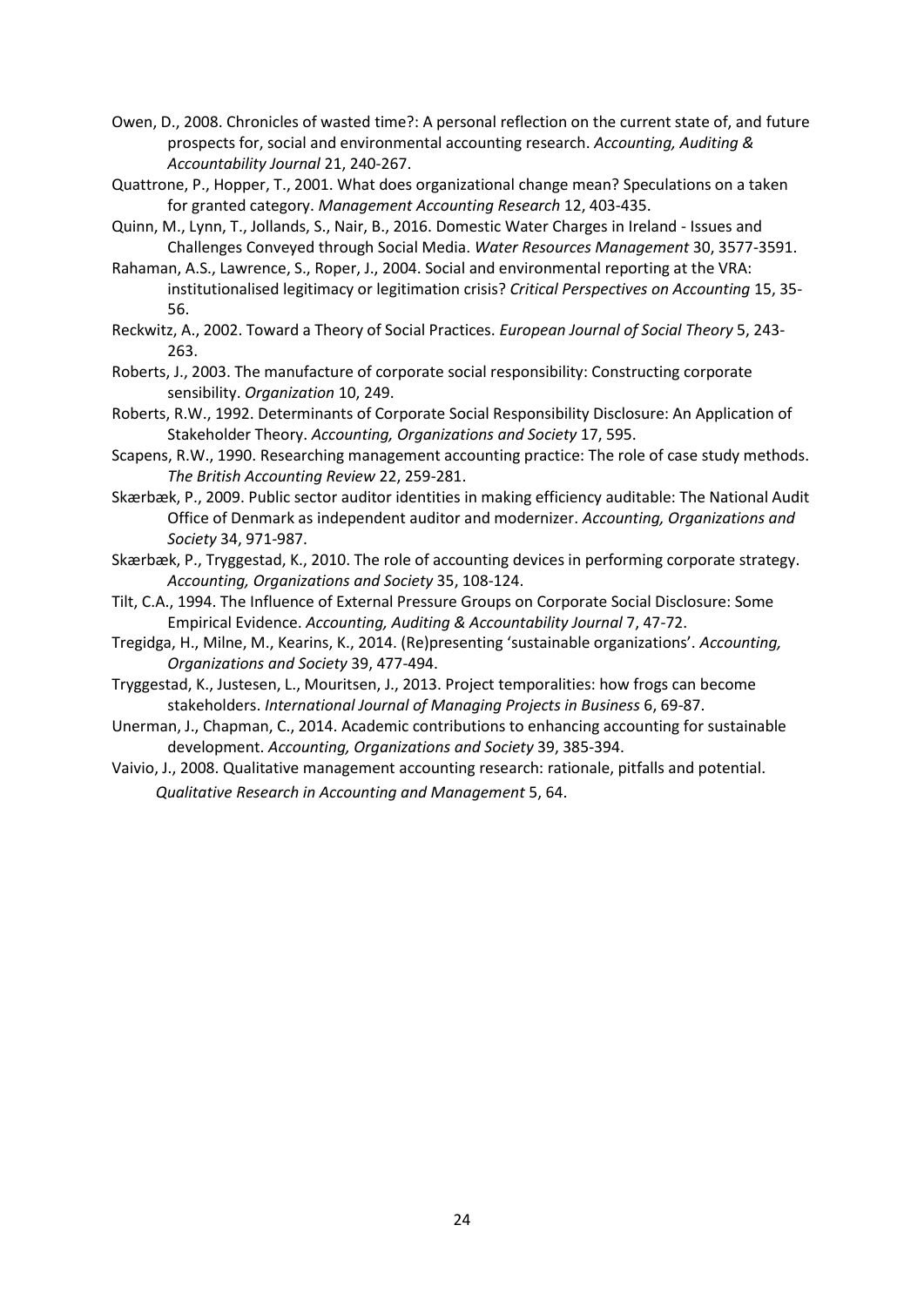Owen, D., 2008. Chronicles of wasted time?: A personal reflection on the current state of, and future prospects for, social and environmental accounting research. *Accounting, Auditing & Accountability Journal* 21, 240-267.

Quattrone, P., Hopper, T., 2001. What does organizational change mean? Speculations on a taken for granted category. *Management Accounting Research* 12, 403-435.

Quinn, M., Lynn, T., Jollands, S., Nair, B., 2016. Domestic Water Charges in Ireland - Issues and Challenges Conveyed through Social Media. *Water Resources Management* 30, 3577-3591.

Rahaman, A.S., Lawrence, S., Roper, J., 2004. Social and environmental reporting at the VRA: institutionalised legitimacy or legitimation crisis? *Critical Perspectives on Accounting* 15, 35-56.

Reckwitz, A., 2002. Toward a Theory of Social Practices. *European Journal of Social Theory* 5, 243-263.

Roberts, J., 2003. The manufacture of corporate social responsibility: Constructing corporate sensibility. *Organization* 10, 249.

Roberts, R.W., 1992. Determinants of Corporate Social Responsibility Disclosure: An Application of Stakeholder Theory. *Accounting, Organizations and Society* 17, 595.

Scapens, R.W., 1990. Researching management accounting practice: The role of case study methods. *The British Accounting Review* 22, 259-281.

Skærbæk, P., 2009. Public sector auditor identities in making efficiency auditable: The National Audit Office of Denmark as independent auditor and modernizer. *Accounting, Organizations and Society* 34, 971-987.

Skærbæk, P., Tryggestad, K., 2010. The role of accounting devices in performing corporate strategy. *Accounting, Organizations and Society* 35, 108-124.

Tilt, C.A., 1994. The Influence of External Pressure Groups on Corporate Social Disclosure: Some Empirical Evidence. *Accounting, Auditing & Accountability Journal* 7, 47-72.

Tregidga, H., Milne, M., Kearins, K., 2014. (Re)presenting 'sustainable organizations'. *Accounting, Organizations and Society* 39, 477-494.

Tryggestad, K., Justesen, L., Mouritsen, J., 2013. Project temporalities: how frogs can become stakeholders. *International Journal of Managing Projects in Business* 6, 69-87.

Unerman, J., Chapman, C., 2014. Academic contributions to enhancing accounting for sustainable development. *Accounting, Organizations and Society* 39, 385-394.

Vaivio, J., 2008. Qualitative management accounting research: rationale, pitfalls and potential. *Qualitative Research in Accounting and Management* 5, 64.